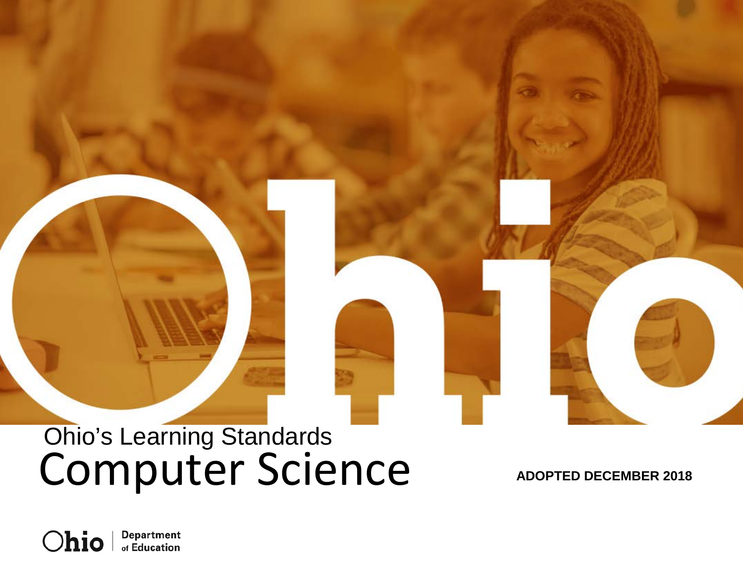Ohio's Learning Standards

# Computer Science

**ADOPTED DECEMBER 2018**

Ohio | Department of Education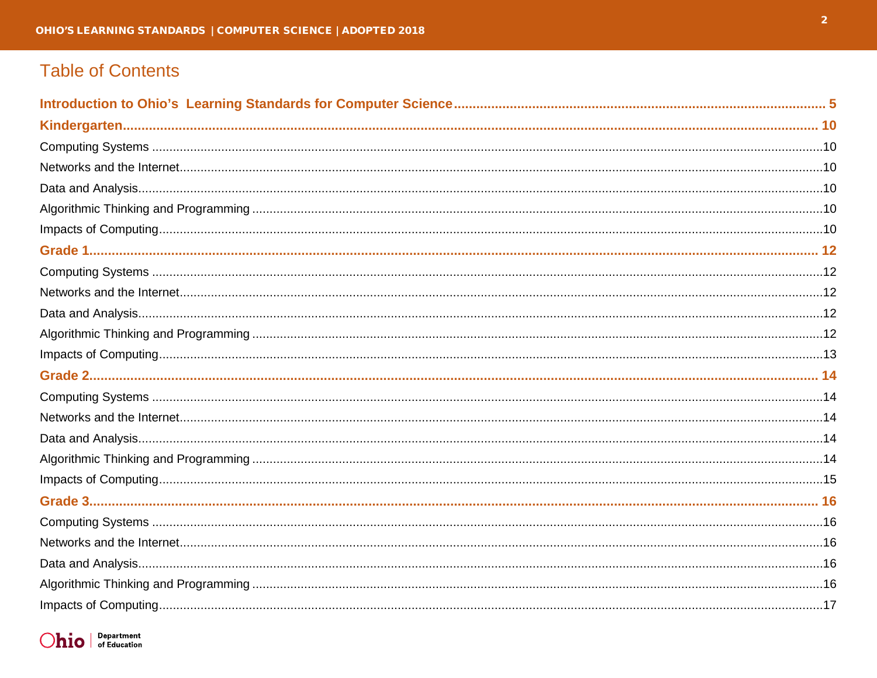# Table of Contents

**Introduction to Ohio's Learning Standards for Computer Science** .......... 5

**Kindergarten** .......... 10

Computing Systems .......... 10

Networks and the Internet .......... 10

Data and Analysis .......... 10

Algorithmic Thinking and Programming .......... 10

Impacts of Computing .......... 10

**Grade 1** .......... 12

Computing Systems .......... 12

Networks and the Internet .......... 12

Data and Analysis .......... 12

Algorithmic Thinking and Programming .......... 12

Impacts of Computing .......... 13

**Grade 2** .......... 14

Computing Systems .......... 14

Networks and the Internet .......... 14

Data and Analysis .......... 14

Algorithmic Thinking and Programming .......... 14

Impacts of Computing .......... 15

**Grade 3** .......... 16

Computing Systems .......... 16

Networks and the Internet .......... 16

Data and Analysis .......... 16

Algorithmic Thinking and Programming .......... 16

Impacts of Computing .......... 17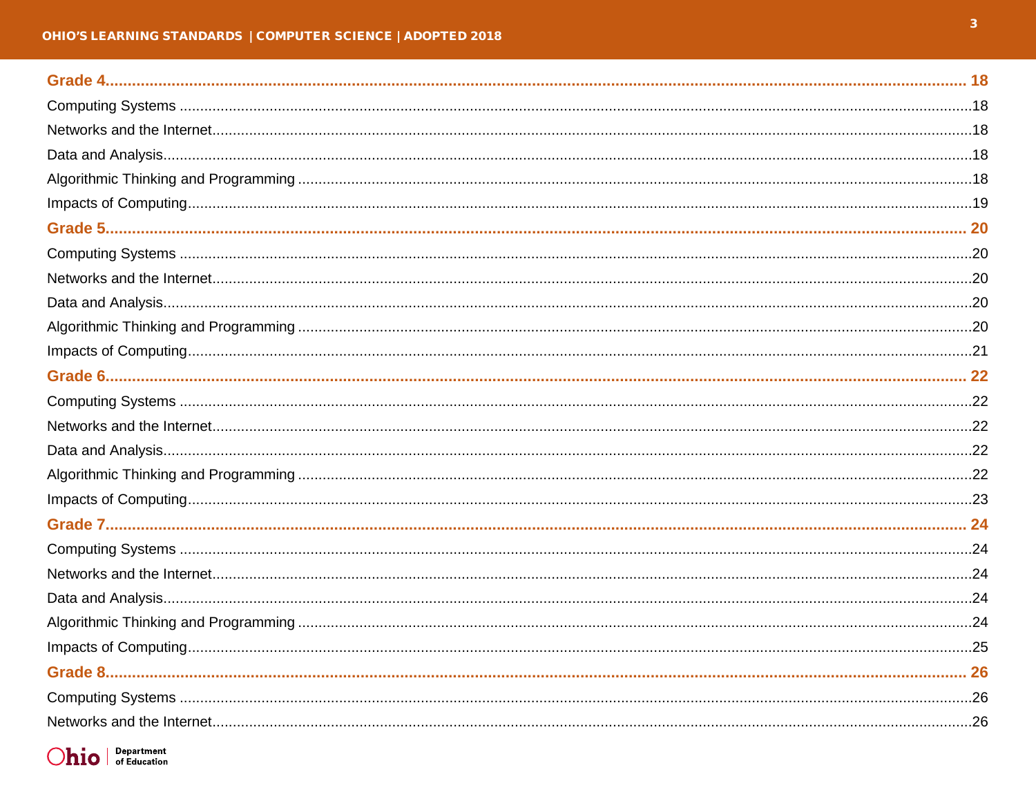**Grade 4** .......... 18

Computing Systems .......... 18

Networks and the Internet .......... 18

Data and Analysis .......... 18

Algorithmic Thinking and Programming .......... 18

Impacts of Computing .......... 19

**Grade 5** .......... 20

Computing Systems .......... 20

Networks and the Internet .......... 20

Data and Analysis .......... 20

Algorithmic Thinking and Programming .......... 20

Impacts of Computing .......... 21

**Grade 6** .......... 22

Computing Systems .......... 22

Networks and the Internet .......... 22

Data and Analysis .......... 22

Algorithmic Thinking and Programming .......... 22

Impacts of Computing .......... 23

**Grade 7** .......... 24

Computing Systems .......... 24

Networks and the Internet .......... 24

Data and Analysis .......... 24

Algorithmic Thinking and Programming .......... 24

Impacts of Computing .......... 25

**Grade 8** .......... 26

Computing Systems .......... 26

Networks and the Internet .......... 26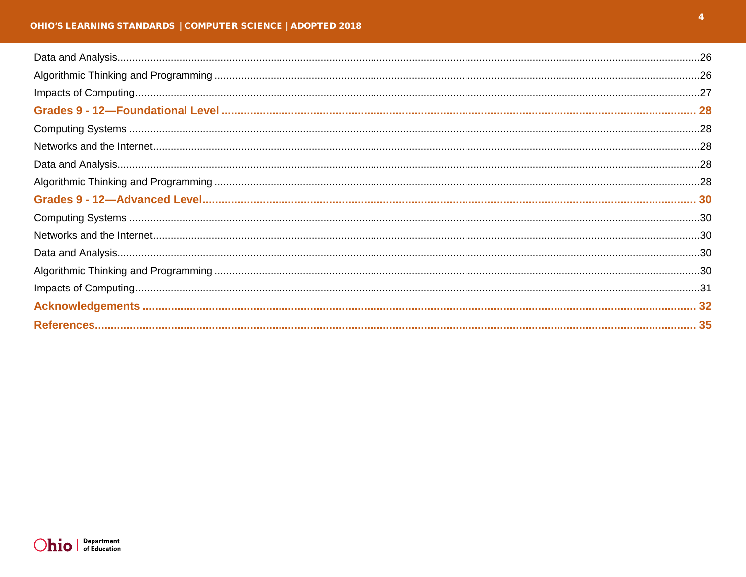Data and Analysis....................26

Algorithmic Thinking and Programming....................26

Impacts of Computing....................27

**Grades 9 - 12—Foundational Level....................28**

Computing Systems....................28

Networks and the Internet....................28

Data and Analysis....................28

Algorithmic Thinking and Programming....................28

**Grades 9 - 12—Advanced Level....................30**

Computing Systems....................30

Networks and the Internet....................30

Data and Analysis....................30

Algorithmic Thinking and Programming....................30

Impacts of Computing....................31

**Acknowledgements....................32**

**References....................35**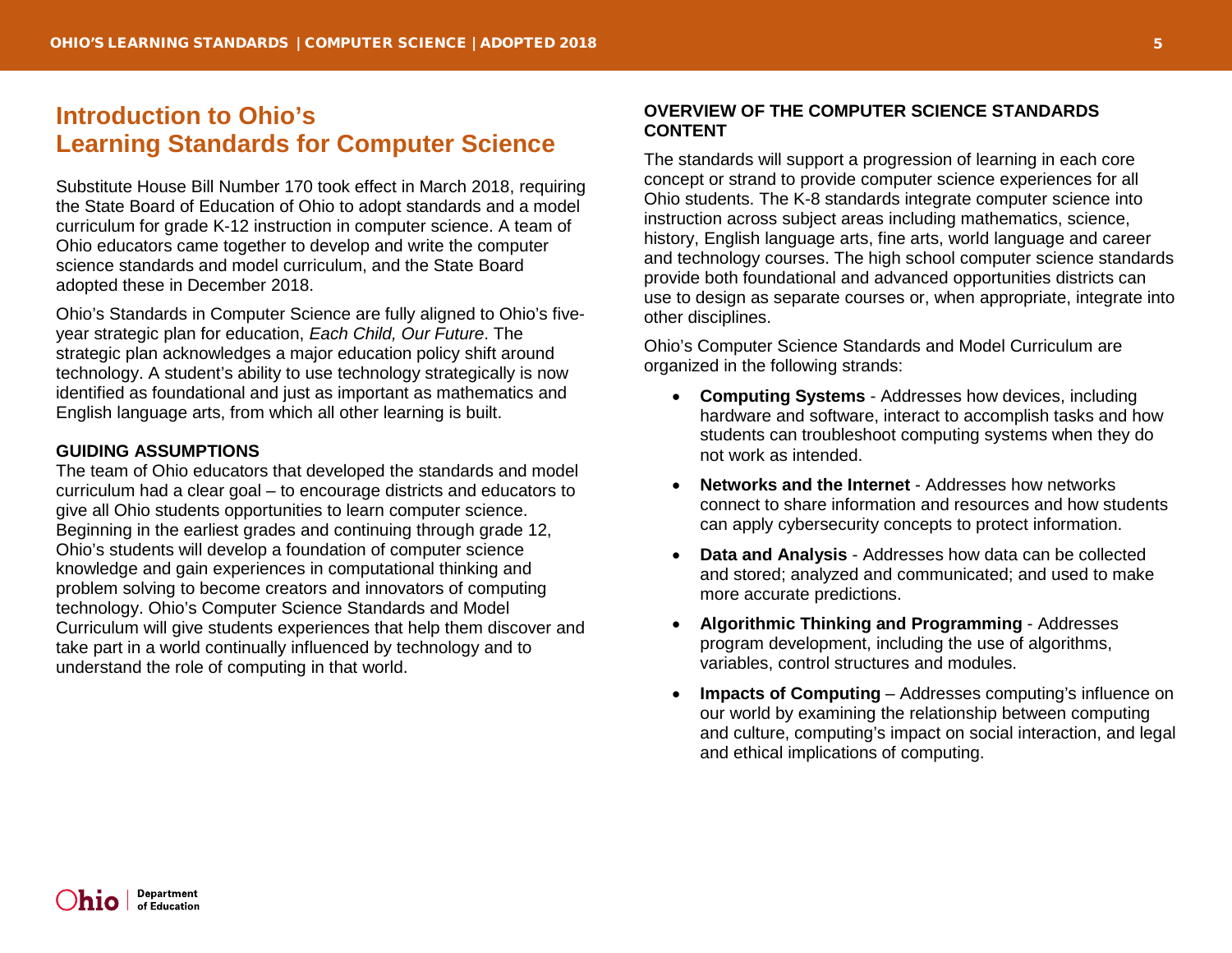# Introduction to Ohio's Learning Standards for Computer Science

Substitute House Bill Number 170 took effect in March 2018, requiring the State Board of Education of Ohio to adopt standards and a model curriculum for grade K-12 instruction in computer science. A team of Ohio educators came together to develop and write the computer science standards and model curriculum, and the State Board adopted these in December 2018.

Ohio's Standards in Computer Science are fully aligned to Ohio's five-year strategic plan for education, *Each Child, Our Future*. The strategic plan acknowledges a major education policy shift around technology. A student's ability to use technology strategically is now identified as foundational and just as important as mathematics and English language arts, from which all other learning is built.

## GUIDING ASSUMPTIONS

The team of Ohio educators that developed the standards and model curriculum had a clear goal – to encourage districts and educators to give all Ohio students opportunities to learn computer science. Beginning in the earliest grades and continuing through grade 12, Ohio's students will develop a foundation of computer science knowledge and gain experiences in computational thinking and problem solving to become creators and innovators of computing technology. Ohio's Computer Science Standards and Model Curriculum will give students experiences that help them discover and take part in a world continually influenced by technology and to understand the role of computing in that world.

## OVERVIEW OF THE COMPUTER SCIENCE STANDARDS CONTENT

The standards will support a progression of learning in each core concept or strand to provide computer science experiences for all Ohio students. The K-8 standards integrate computer science into instruction across subject areas including mathematics, science, history, English language arts, fine arts, world language and career and technology courses. The high school computer science standards provide both foundational and advanced opportunities districts can use to design as separate courses or, when appropriate, integrate into other disciplines.

Ohio's Computer Science Standards and Model Curriculum are organized in the following strands:

- **Computing Systems** - Addresses how devices, including hardware and software, interact to accomplish tasks and how students can troubleshoot computing systems when they do not work as intended.
- **Networks and the Internet** - Addresses how networks connect to share information and resources and how students can apply cybersecurity concepts to protect information.
- **Data and Analysis** - Addresses how data can be collected and stored; analyzed and communicated; and used to make more accurate predictions.
- **Algorithmic Thinking and Programming** - Addresses program development, including the use of algorithms, variables, control structures and modules.
- **Impacts of Computing** – Addresses computing's influence on our world by examining the relationship between computing and culture, computing's impact on social interaction, and legal and ethical implications of computing.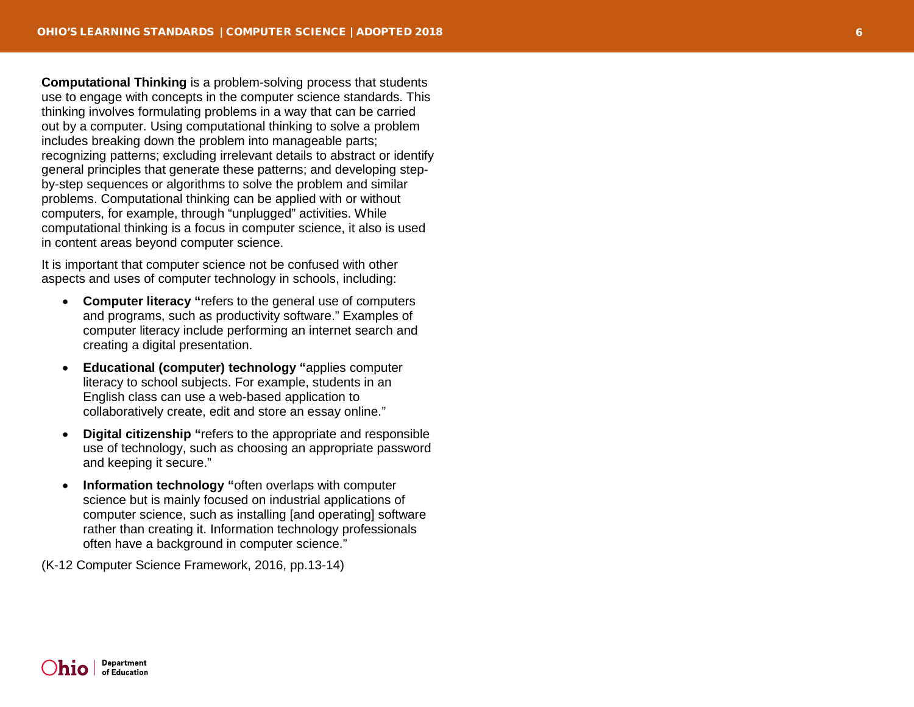**Computational Thinking** is a problem-solving process that students use to engage with concepts in the computer science standards. This thinking involves formulating problems in a way that can be carried out by a computer. Using computational thinking to solve a problem includes breaking down the problem into manageable parts; recognizing patterns; excluding irrelevant details to abstract or identify general principles that generate these patterns; and developing step-by-step sequences or algorithms to solve the problem and similar problems. Computational thinking can be applied with or without computers, for example, through "unplugged" activities. While computational thinking is a focus in computer science, it also is used in content areas beyond computer science.

It is important that computer science not be confused with other aspects and uses of computer technology in schools, including:

- **Computer literacy "**refers to the general use of computers and programs, such as productivity software." Examples of computer literacy include performing an internet search and creating a digital presentation.
- **Educational (computer) technology "**applies computer literacy to school subjects. For example, students in an English class can use a web-based application to collaboratively create, edit and store an essay online."
- **Digital citizenship "**refers to the appropriate and responsible use of technology, such as choosing an appropriate password and keeping it secure."
- **Information technology "**often overlaps with computer science but is mainly focused on industrial applications of computer science, such as installing [and operating] software rather than creating it. Information technology professionals often have a background in computer science."

(K-12 Computer Science Framework, 2016, pp.13-14)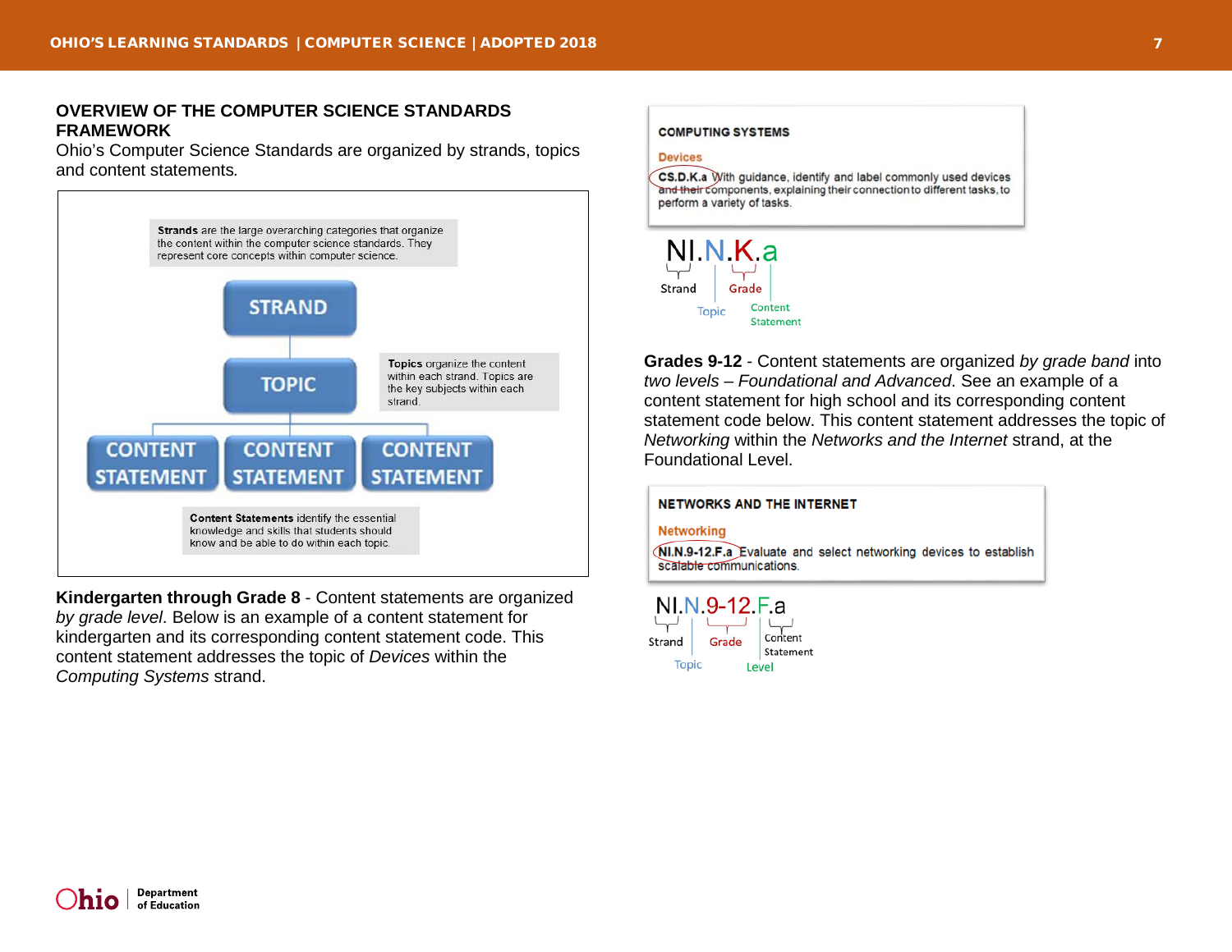### OVERVIEW OF THE COMPUTER SCIENCE STANDARDS FRAMEWORK

Ohio's Computer Science Standards are organized by strands, topics and content statements.

**Strands** are the large overarching categories that organize the content within the computer science standards. They represent core concepts within computer science.

STRAND

TOPIC

**Topics** organize the content within each strand. Topics are the key subjects within each strand.

CONTENT STATEMENT | CONTENT STATEMENT | CONTENT STATEMENT

**Content Statements** identify the essential knowledge and skills that students should know and be able to do within each topic.

**Kindergarten through Grade 8** - Content statements are organized *by grade level*. Below is an example of a content statement for kindergarten and its corresponding content statement code. This content statement addresses the topic of *Devices* within the *Computing Systems* strand.

**COMPUTING SYSTEMS**

Devices

**CS.D.K.a** With guidance, identify and label commonly used devices and their components, explaining their connection to different tasks, to perform a variety of tasks.

NI.N.K.a — Strand (NI), Topic (N), Grade (K), Content Statement (a)

**Grades 9-12** - Content statements are organized *by grade band* into *two levels – Foundational and Advanced.* See an example of a content statement for high school and its corresponding content statement code below. This content statement addresses the topic of *Networking* within the *Networks and the Internet* strand, at the Foundational Level.

**NETWORKS AND THE INTERNET**

Networking

**NI.N.9-12.F.a** Evaluate and select networking devices to establish scalable communications.

NI.N.9-12.F.a — Strand (NI), Topic (N), Grade (9-12), Level (F), Content Statement (a)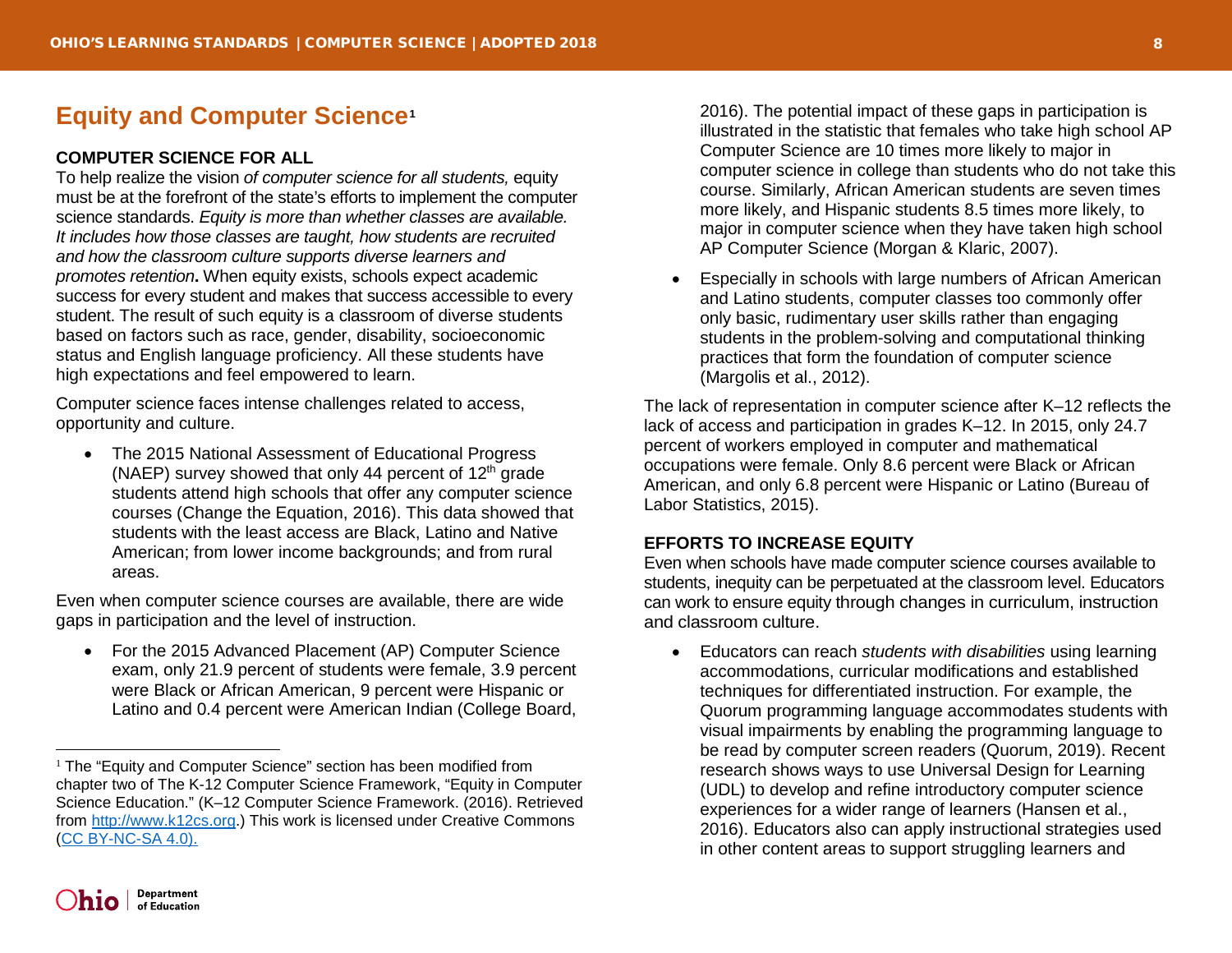## Equity and Computer Science[1]

### COMPUTER SCIENCE FOR ALL

To help realize the vision *of computer science for all students,* equity must be at the forefront of the state's efforts to implement the computer science standards. *Equity is more than whether classes are available. It includes how those classes are taught, how students are recruited and how the classroom culture supports diverse learners and promotes retention***.** When equity exists, schools expect academic success for every student and makes that success accessible to every student. The result of such equity is a classroom of diverse students based on factors such as race, gender, disability, socioeconomic status and English language proficiency. All these students have high expectations and feel empowered to learn.

Computer science faces intense challenges related to access, opportunity and culture.

- The 2015 National Assessment of Educational Progress (NAEP) survey showed that only 44 percent of 12th grade students attend high schools that offer any computer science courses (Change the Equation, 2016). This data showed that students with the least access are Black, Latino and Native American; from lower income backgrounds; and from rural areas.

Even when computer science courses are available, there are wide gaps in participation and the level of instruction.

- For the 2015 Advanced Placement (AP) Computer Science exam, only 21.9 percent of students were female, 3.9 percent were Black or African American, 9 percent were Hispanic or Latino and 0.4 percent were American Indian (College Board, 2016). The potential impact of these gaps in participation is illustrated in the statistic that females who take high school AP Computer Science are 10 times more likely to major in computer science in college than students who do not take this course. Similarly, African American students are seven times more likely, and Hispanic students 8.5 times more likely, to major in computer science when they have taken high school AP Computer Science (Morgan & Klaric, 2007).
- Especially in schools with large numbers of African American and Latino students, computer classes too commonly offer only basic, rudimentary user skills rather than engaging students in the problem-solving and computational thinking practices that form the foundation of computer science (Margolis et al., 2012).

The lack of representation in computer science after K–12 reflects the lack of access and participation in grades K–12. In 2015, only 24.7 percent of workers employed in computer and mathematical occupations were female. Only 8.6 percent were Black or African American, and only 6.8 percent were Hispanic or Latino (Bureau of Labor Statistics, 2015).

### EFFORTS TO INCREASE EQUITY

Even when schools have made computer science courses available to students, inequity can be perpetuated at the classroom level. Educators can work to ensure equity through changes in curriculum, instruction and classroom culture.

- Educators can reach *students with disabilities* using learning accommodations, curricular modifications and established techniques for differentiated instruction. For example, the Quorum programming language accommodates students with visual impairments by enabling the programming language to be read by computer screen readers (Quorum, 2019). Recent research shows ways to use Universal Design for Learning (UDL) to develop and refine introductory computer science experiences for a wider range of learners (Hansen et al., 2016). Educators also can apply instructional strategies used in other content areas to support struggling learners and

---

[1] The "Equity and Computer Science" section has been modified from chapter two of The K-12 Computer Science Framework, "Equity in Computer Science Education." (K–12 Computer Science Framework. (2016). Retrieved from [http://www.k12cs.org](http://www.k12cs.org).) This work is licensed under Creative Commons (CC BY-NC-SA 4.0).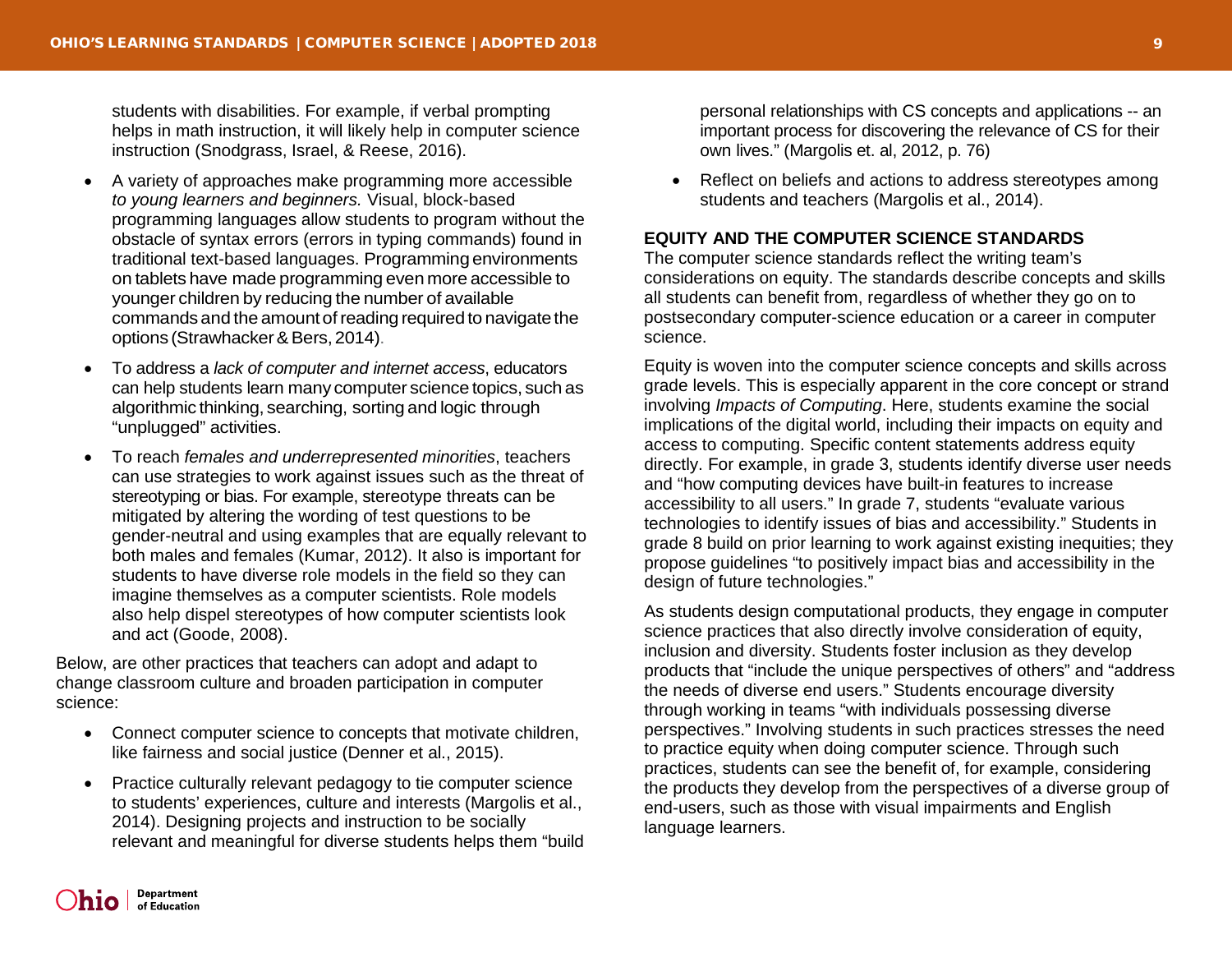students with disabilities. For example, if verbal prompting helps in math instruction, it will likely help in computer science instruction (Snodgrass, Israel, & Reese, 2016).

- A variety of approaches make programming more accessible *to young learners and beginners.* Visual, block-based programming languages allow students to program without the obstacle of syntax errors (errors in typing commands) found in traditional text-based languages. Programming environments on tablets have made programming even more accessible to younger children by reducing the number of available commands and the amount of reading required to navigate the options (Strawhacker & Bers, 2014).
- To address a *lack of computer and internet access*, educators can help students learn many computer science topics, such as algorithmic thinking, searching, sorting and logic through "unplugged" activities.
- To reach *females and underrepresented minorities*, teachers can use strategies to work against issues such as the threat of stereotyping or bias. For example, stereotype threats can be mitigated by altering the wording of test questions to be gender-neutral and using examples that are equally relevant to both males and females (Kumar, 2012). It also is important for students to have diverse role models in the field so they can imagine themselves as a computer scientists. Role models also help dispel stereotypes of how computer scientists look and act (Goode, 2008).

Below, are other practices that teachers can adopt and adapt to change classroom culture and broaden participation in computer science:

- Connect computer science to concepts that motivate children, like fairness and social justice (Denner et al., 2015).
- Practice culturally relevant pedagogy to tie computer science to students' experiences, culture and interests (Margolis et al., 2014). Designing projects and instruction to be socially relevant and meaningful for diverse students helps them "build personal relationships with CS concepts and applications -- an important process for discovering the relevance of CS for their own lives." (Margolis et. al, 2012, p. 76)
- Reflect on beliefs and actions to address stereotypes among students and teachers (Margolis et al., 2014).

## EQUITY AND THE COMPUTER SCIENCE STANDARDS

The computer science standards reflect the writing team's considerations on equity. The standards describe concepts and skills all students can benefit from, regardless of whether they go on to postsecondary computer-science education or a career in computer science.

Equity is woven into the computer science concepts and skills across grade levels. This is especially apparent in the core concept or strand involving *Impacts of Computing*. Here, students examine the social implications of the digital world, including their impacts on equity and access to computing. Specific content statements address equity directly. For example, in grade 3, students identify diverse user needs and "how computing devices have built-in features to increase accessibility to all users." In grade 7, students "evaluate various technologies to identify issues of bias and accessibility." Students in grade 8 build on prior learning to work against existing inequities; they propose guidelines "to positively impact bias and accessibility in the design of future technologies."

As students design computational products, they engage in computer science practices that also directly involve consideration of equity, inclusion and diversity. Students foster inclusion as they develop products that "include the unique perspectives of others" and "address the needs of diverse end users." Students encourage diversity through working in teams "with individuals possessing diverse perspectives." Involving students in such practices stresses the need to practice equity when doing computer science. Through such practices, students can see the benefit of, for example, considering the products they develop from the perspectives of a diverse group of end-users, such as those with visual impairments and English language learners.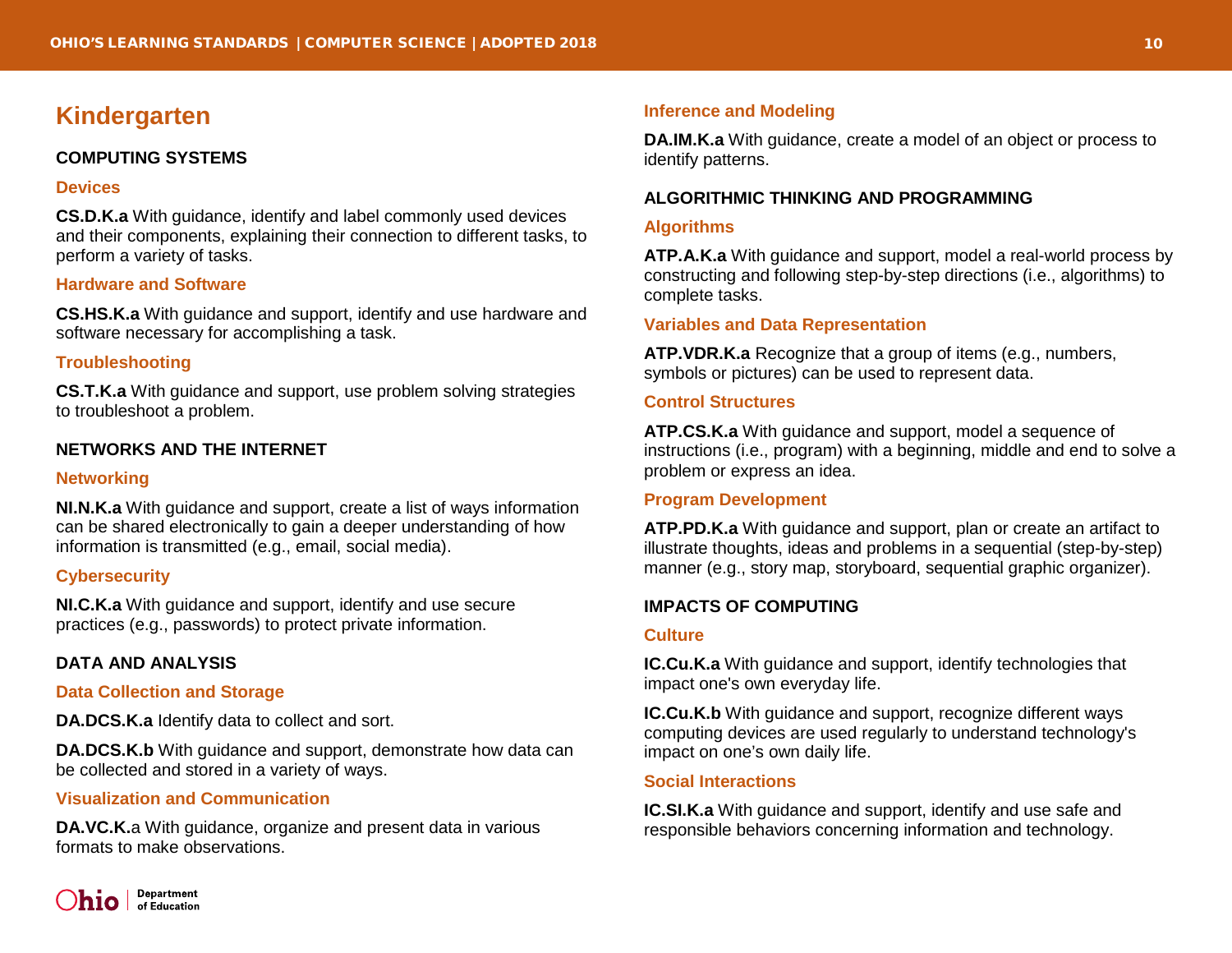# Kindergarten

## COMPUTING SYSTEMS

### Devices

**CS.D.K.a** With guidance, identify and label commonly used devices and their components, explaining their connection to different tasks, to perform a variety of tasks.

### Hardware and Software

**CS.HS.K.a** With guidance and support, identify and use hardware and software necessary for accomplishing a task.

### Troubleshooting

**CS.T.K.a** With guidance and support, use problem solving strategies to troubleshoot a problem.

## NETWORKS AND THE INTERNET

### Networking

**NI.N.K.a** With guidance and support, create a list of ways information can be shared electronically to gain a deeper understanding of how information is transmitted (e.g., email, social media).

### Cybersecurity

**NI.C.K.a** With guidance and support, identify and use secure practices (e.g., passwords) to protect private information.

## DATA AND ANALYSIS

### Data Collection and Storage

**DA.DCS.K.a** Identify data to collect and sort.

**DA.DCS.K.b** With guidance and support, demonstrate how data can be collected and stored in a variety of ways.

### Visualization and Communication

**DA.VC.K.**a With guidance, organize and present data in various formats to make observations.

### Inference and Modeling

**DA.IM.K.a** With guidance, create a model of an object or process to identify patterns.

## ALGORITHMIC THINKING AND PROGRAMMING

### Algorithms

**ATP.A.K.a** With guidance and support, model a real-world process by constructing and following step-by-step directions (i.e., algorithms) to complete tasks.

### Variables and Data Representation

**ATP.VDR.K.a** Recognize that a group of items (e.g., numbers, symbols or pictures) can be used to represent data.

### Control Structures

**ATP.CS.K.a** With guidance and support, model a sequence of instructions (i.e., program) with a beginning, middle and end to solve a problem or express an idea.

### Program Development

**ATP.PD.K.a** With guidance and support, plan or create an artifact to illustrate thoughts, ideas and problems in a sequential (step-by-step) manner (e.g., story map, storyboard, sequential graphic organizer).

## IMPACTS OF COMPUTING

### Culture

**IC.Cu.K.a** With guidance and support, identify technologies that impact one's own everyday life.

**IC.Cu.K.b** With guidance and support, recognize different ways computing devices are used regularly to understand technology's impact on one's own daily life.

### Social Interactions

**IC.SI.K.a** With guidance and support, identify and use safe and responsible behaviors concerning information and technology.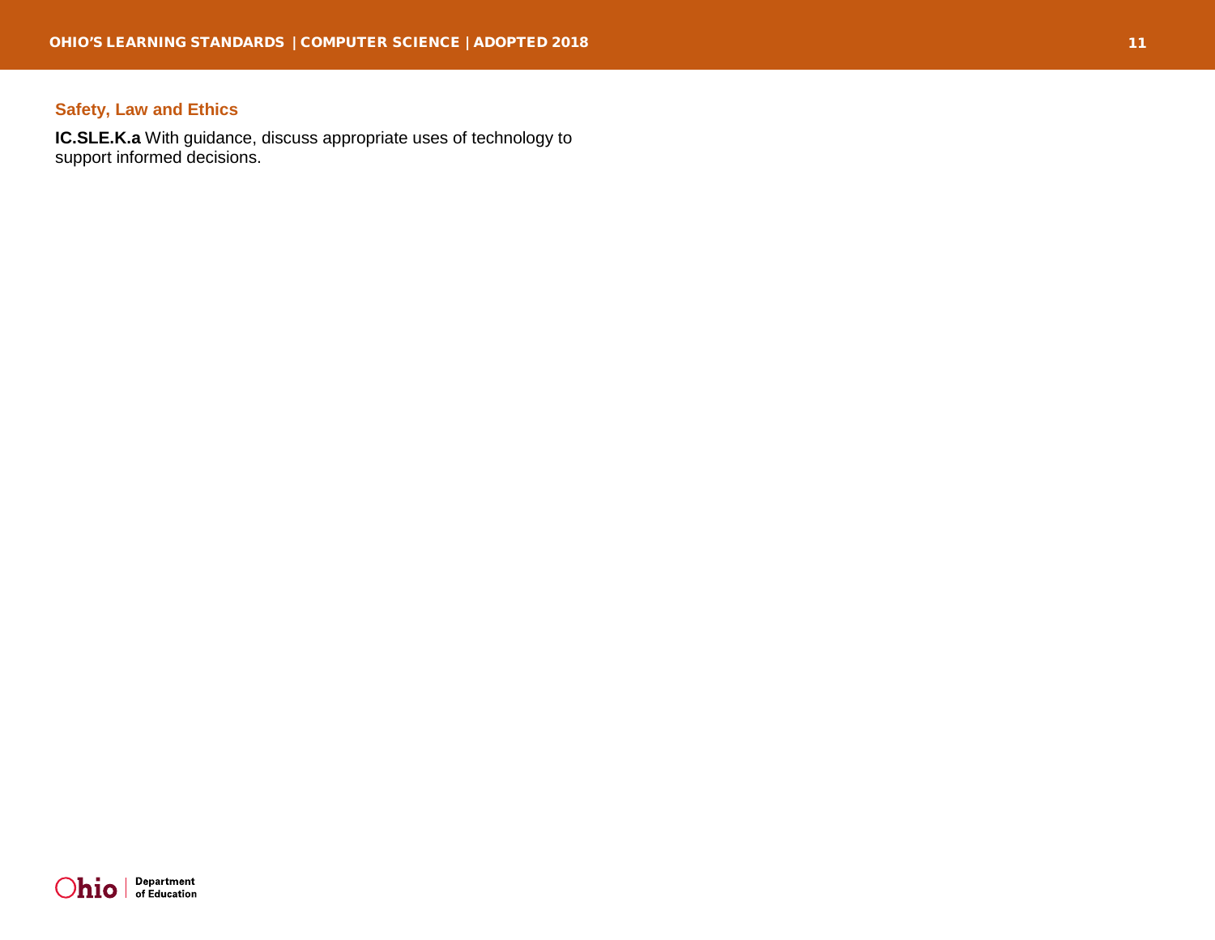### Safety, Law and Ethics

**IC.SLE.K.a** With guidance, discuss appropriate uses of technology to support informed decisions.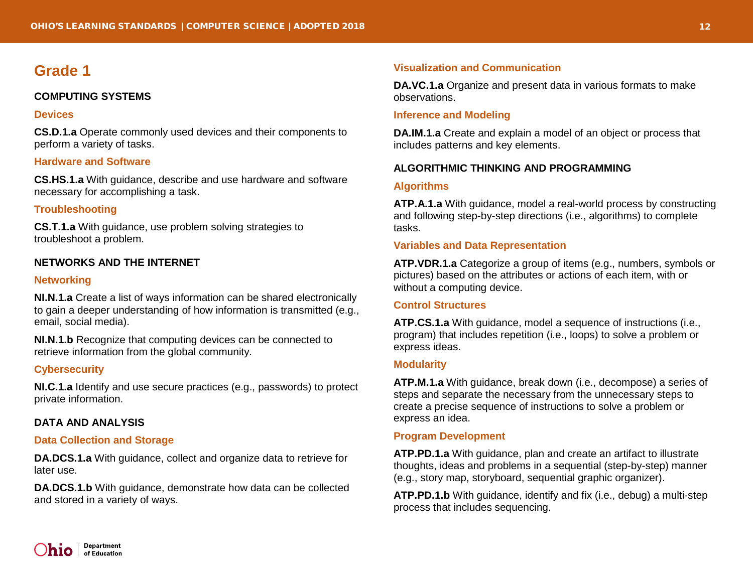# Grade 1

## COMPUTING SYSTEMS

### Devices

**CS.D.1.a** Operate commonly used devices and their components to perform a variety of tasks.

### Hardware and Software

**CS.HS.1.a** With guidance, describe and use hardware and software necessary for accomplishing a task.

### Troubleshooting

**CS.T.1.a** With guidance, use problem solving strategies to troubleshoot a problem.

## NETWORKS AND THE INTERNET

### Networking

**NI.N.1.a** Create a list of ways information can be shared electronically to gain a deeper understanding of how information is transmitted (e.g., email, social media).

**NI.N.1.b** Recognize that computing devices can be connected to retrieve information from the global community.

### Cybersecurity

**NI.C.1.a** Identify and use secure practices (e.g., passwords) to protect private information.

## DATA AND ANALYSIS

### Data Collection and Storage

**DA.DCS.1.a** With guidance, collect and organize data to retrieve for later use.

**DA.DCS.1.b** With guidance, demonstrate how data can be collected and stored in a variety of ways.

### Visualization and Communication

**DA.VC.1.a** Organize and present data in various formats to make observations.

### Inference and Modeling

**DA.IM.1.a** Create and explain a model of an object or process that includes patterns and key elements.

## ALGORITHMIC THINKING AND PROGRAMMING

### Algorithms

**ATP.A.1.a** With guidance, model a real-world process by constructing and following step-by-step directions (i.e., algorithms) to complete tasks.

### Variables and Data Representation

**ATP.VDR.1.a** Categorize a group of items (e.g., numbers, symbols or pictures) based on the attributes or actions of each item, with or without a computing device.

### Control Structures

**ATP.CS.1.a** With guidance, model a sequence of instructions (i.e., program) that includes repetition (i.e., loops) to solve a problem or express ideas.

### Modularity

**ATP.M.1.a** With guidance, break down (i.e., decompose) a series of steps and separate the necessary from the unnecessary steps to create a precise sequence of instructions to solve a problem or express an idea.

### Program Development

**ATP.PD.1.a** With guidance, plan and create an artifact to illustrate thoughts, ideas and problems in a sequential (step-by-step) manner (e.g., story map, storyboard, sequential graphic organizer).

**ATP.PD.1.b** With guidance, identify and fix (i.e., debug) a multi-step process that includes sequencing.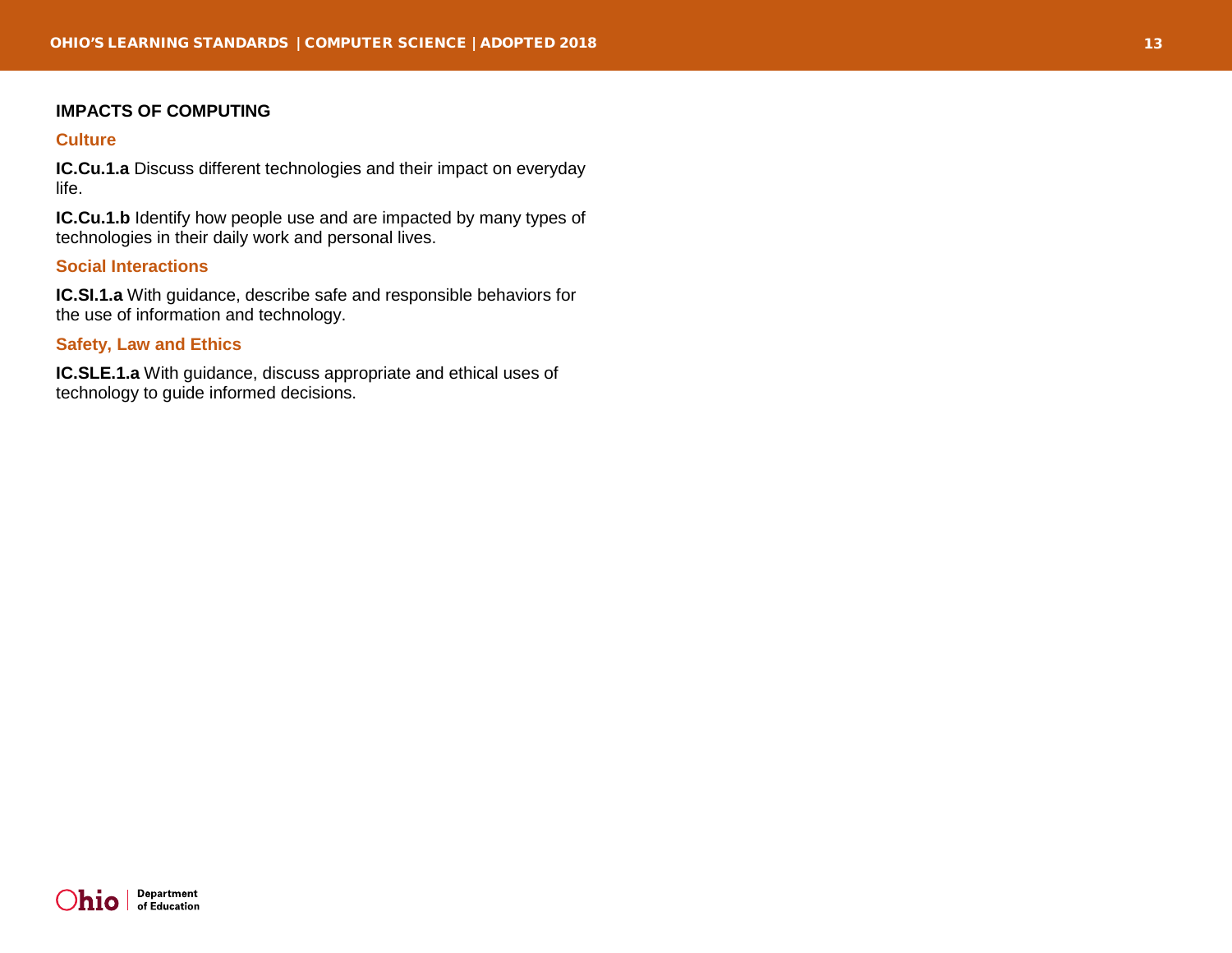## IMPACTS OF COMPUTING

### Culture

**IC.Cu.1.a** Discuss different technologies and their impact on everyday life.

**IC.Cu.1.b** Identify how people use and are impacted by many types of technologies in their daily work and personal lives.

### Social Interactions

**IC.SI.1.a** With guidance, describe safe and responsible behaviors for the use of information and technology.

### Safety, Law and Ethics

**IC.SLE.1.a** With guidance, discuss appropriate and ethical uses of technology to guide informed decisions.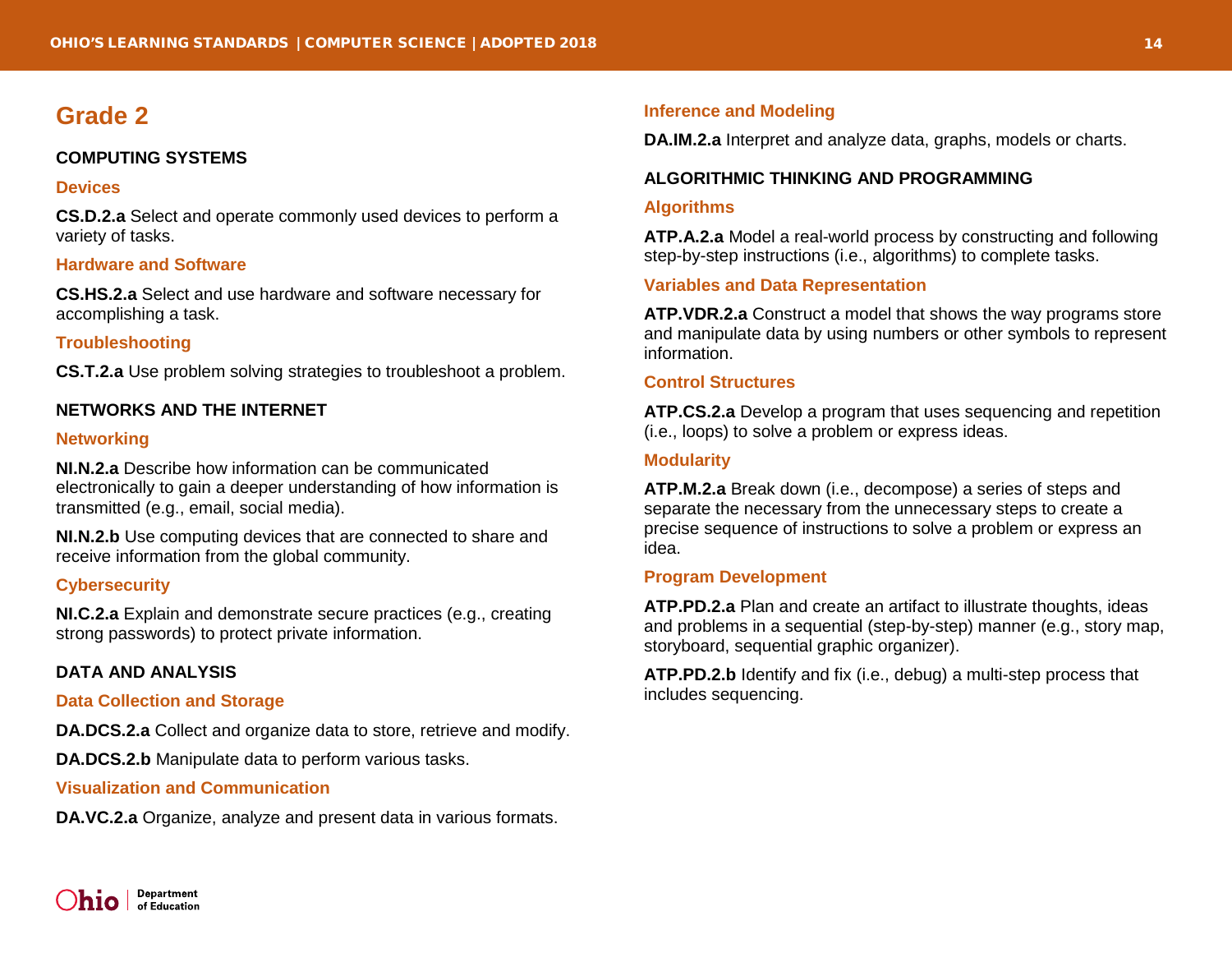# Grade 2

## COMPUTING SYSTEMS

### Devices

**CS.D.2.a** Select and operate commonly used devices to perform a variety of tasks.

### Hardware and Software

**CS.HS.2.a** Select and use hardware and software necessary for accomplishing a task.

### Troubleshooting

**CS.T.2.a** Use problem solving strategies to troubleshoot a problem.

## NETWORKS AND THE INTERNET

### Networking

**NI.N.2.a** Describe how information can be communicated electronically to gain a deeper understanding of how information is transmitted (e.g., email, social media).

**NI.N.2.b** Use computing devices that are connected to share and receive information from the global community.

### Cybersecurity

**NI.C.2.a** Explain and demonstrate secure practices (e.g., creating strong passwords) to protect private information.

## DATA AND ANALYSIS

### Data Collection and Storage

**DA.DCS.2.a** Collect and organize data to store, retrieve and modify.

**DA.DCS.2.b** Manipulate data to perform various tasks.

### Visualization and Communication

**DA.VC.2.a** Organize, analyze and present data in various formats.

### Inference and Modeling

**DA.IM.2.a** Interpret and analyze data, graphs, models or charts.

## ALGORITHMIC THINKING AND PROGRAMMING

### Algorithms

**ATP.A.2.a** Model a real-world process by constructing and following step-by-step instructions (i.e., algorithms) to complete tasks.

### Variables and Data Representation

**ATP.VDR.2.a** Construct a model that shows the way programs store and manipulate data by using numbers or other symbols to represent information.

### Control Structures

**ATP.CS.2.a** Develop a program that uses sequencing and repetition (i.e., loops) to solve a problem or express ideas.

### Modularity

**ATP.M.2.a** Break down (i.e., decompose) a series of steps and separate the necessary from the unnecessary steps to create a precise sequence of instructions to solve a problem or express an idea.

### Program Development

**ATP.PD.2.a** Plan and create an artifact to illustrate thoughts, ideas and problems in a sequential (step-by-step) manner (e.g., story map, storyboard, sequential graphic organizer).

**ATP.PD.2.b** Identify and fix (i.e., debug) a multi-step process that includes sequencing.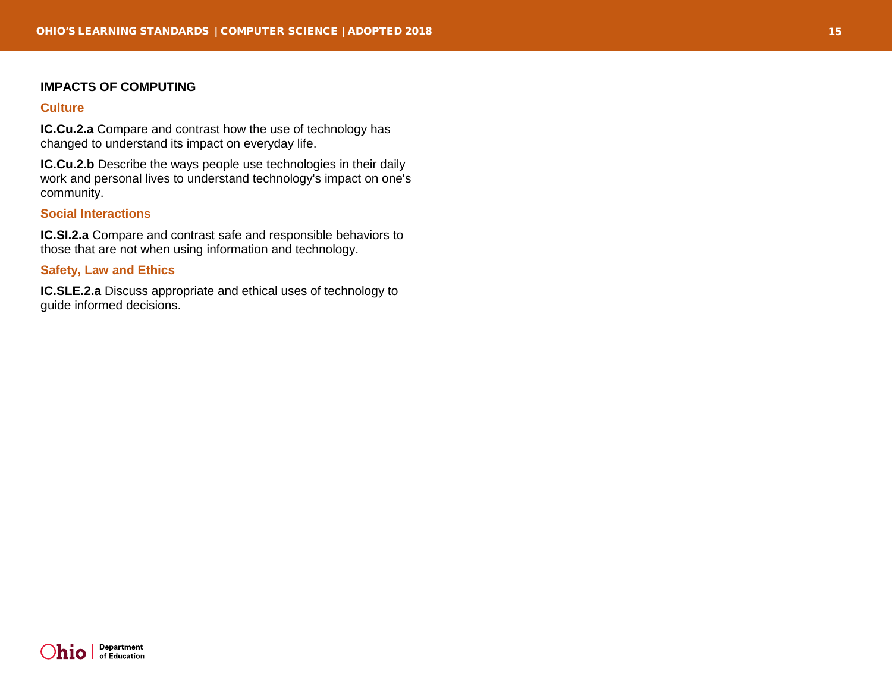## IMPACTS OF COMPUTING

### Culture

**IC.Cu.2.a** Compare and contrast how the use of technology has changed to understand its impact on everyday life.

**IC.Cu.2.b** Describe the ways people use technologies in their daily work and personal lives to understand technology's impact on one's community.

### Social Interactions

**IC.SI.2.a** Compare and contrast safe and responsible behaviors to those that are not when using information and technology.

### Safety, Law and Ethics

**IC.SLE.2.a** Discuss appropriate and ethical uses of technology to guide informed decisions.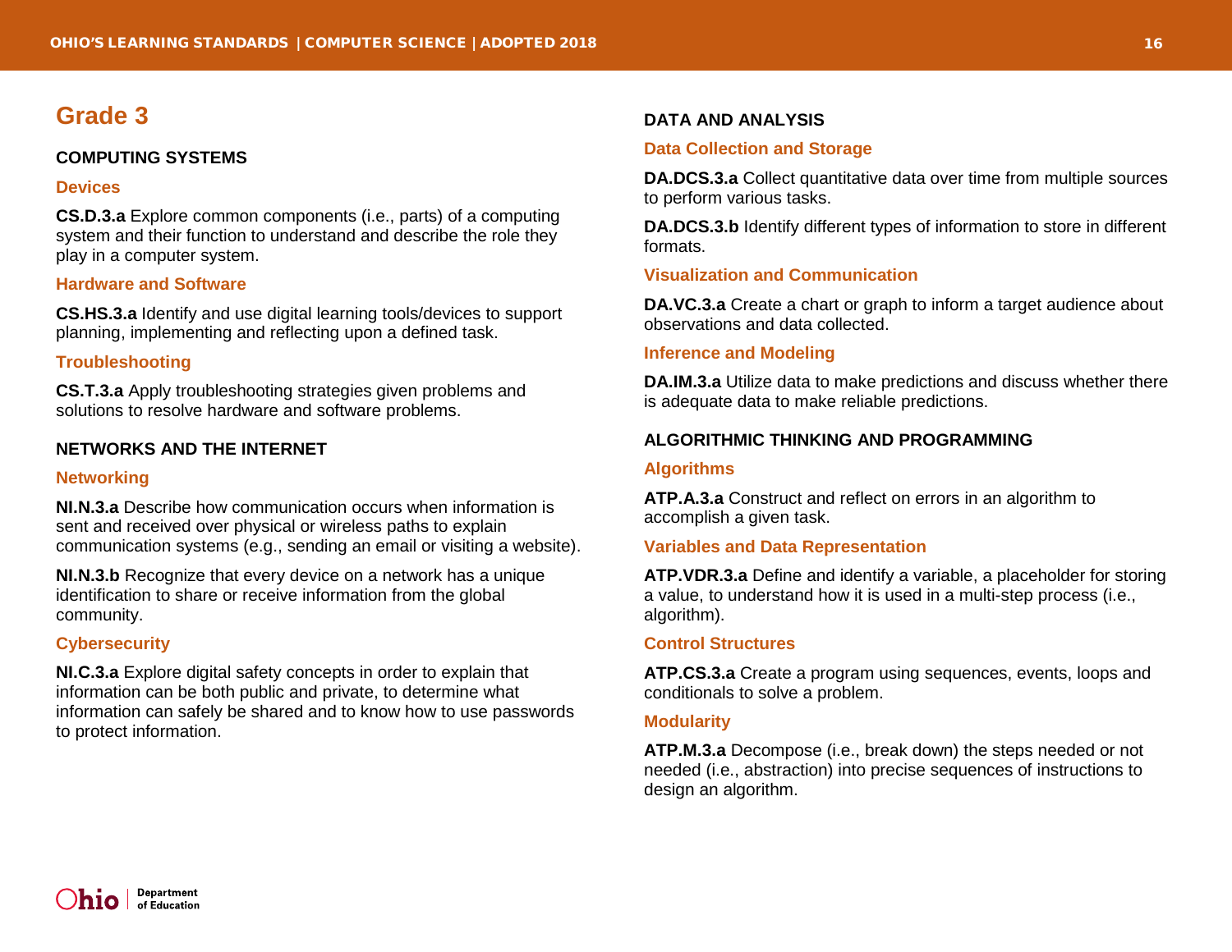# Grade 3

## COMPUTING SYSTEMS

### Devices

**CS.D.3.a** Explore common components (i.e., parts) of a computing system and their function to understand and describe the role they play in a computer system.

### Hardware and Software

**CS.HS.3.a** Identify and use digital learning tools/devices to support planning, implementing and reflecting upon a defined task.

### Troubleshooting

**CS.T.3.a** Apply troubleshooting strategies given problems and solutions to resolve hardware and software problems.

## NETWORKS AND THE INTERNET

### Networking

**NI.N.3.a** Describe how communication occurs when information is sent and received over physical or wireless paths to explain communication systems (e.g., sending an email or visiting a website).

**NI.N.3.b** Recognize that every device on a network has a unique identification to share or receive information from the global community.

### Cybersecurity

**NI.C.3.a** Explore digital safety concepts in order to explain that information can be both public and private, to determine what information can safely be shared and to know how to use passwords to protect information.

## DATA AND ANALYSIS

### Data Collection and Storage

**DA.DCS.3.a** Collect quantitative data over time from multiple sources to perform various tasks.

**DA.DCS.3.b** Identify different types of information to store in different formats.

### Visualization and Communication

**DA.VC.3.a** Create a chart or graph to inform a target audience about observations and data collected.

### Inference and Modeling

**DA.IM.3.a** Utilize data to make predictions and discuss whether there is adequate data to make reliable predictions.

## ALGORITHMIC THINKING AND PROGRAMMING

### Algorithms

**ATP.A.3.a** Construct and reflect on errors in an algorithm to accomplish a given task.

### Variables and Data Representation

**ATP.VDR.3.a** Define and identify a variable, a placeholder for storing a value, to understand how it is used in a multi-step process (i.e., algorithm).

### Control Structures

**ATP.CS.3.a** Create a program using sequences, events, loops and conditionals to solve a problem.

### Modularity

**ATP.M.3.a** Decompose (i.e., break down) the steps needed or not needed (i.e., abstraction) into precise sequences of instructions to design an algorithm.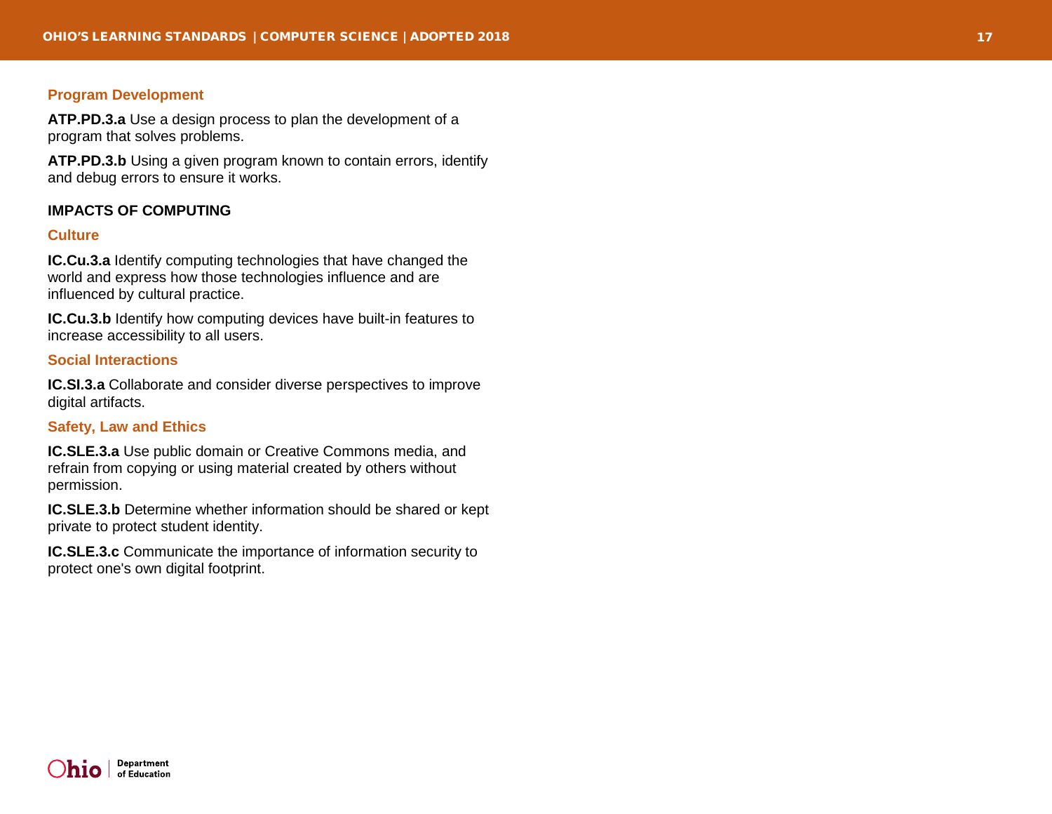### Program Development

**ATP.PD.3.a** Use a design process to plan the development of a program that solves problems.

**ATP.PD.3.b** Using a given program known to contain errors, identify and debug errors to ensure it works.

## IMPACTS OF COMPUTING

### Culture

**IC.Cu.3.a** Identify computing technologies that have changed the world and express how those technologies influence and are influenced by cultural practice.

**IC.Cu.3.b** Identify how computing devices have built-in features to increase accessibility to all users.

### Social Interactions

**IC.SI.3.a** Collaborate and consider diverse perspectives to improve digital artifacts.

### Safety, Law and Ethics

**IC.SLE.3.a** Use public domain or Creative Commons media, and refrain from copying or using material created by others without permission.

**IC.SLE.3.b** Determine whether information should be shared or kept private to protect student identity.

**IC.SLE.3.c** Communicate the importance of information security to protect one's own digital footprint.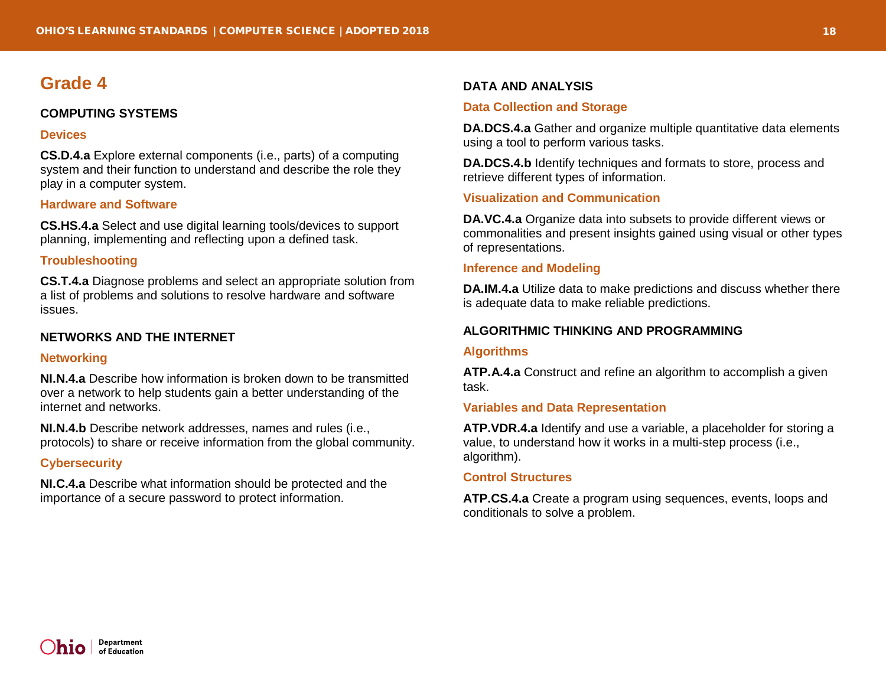# Grade 4

## COMPUTING SYSTEMS

### Devices

**CS.D.4.a** Explore external components (i.e., parts) of a computing system and their function to understand and describe the role they play in a computer system.

### Hardware and Software

**CS.HS.4.a** Select and use digital learning tools/devices to support planning, implementing and reflecting upon a defined task.

### Troubleshooting

**CS.T.4.a** Diagnose problems and select an appropriate solution from a list of problems and solutions to resolve hardware and software issues.

## NETWORKS AND THE INTERNET

### Networking

**NI.N.4.a** Describe how information is broken down to be transmitted over a network to help students gain a better understanding of the internet and networks.

**NI.N.4.b** Describe network addresses, names and rules (i.e., protocols) to share or receive information from the global community.

### Cybersecurity

**NI.C.4.a** Describe what information should be protected and the importance of a secure password to protect information.

## DATA AND ANALYSIS

### Data Collection and Storage

**DA.DCS.4.a** Gather and organize multiple quantitative data elements using a tool to perform various tasks.

**DA.DCS.4.b** Identify techniques and formats to store, process and retrieve different types of information.

### Visualization and Communication

**DA.VC.4.a** Organize data into subsets to provide different views or commonalities and present insights gained using visual or other types of representations.

### Inference and Modeling

**DA.IM.4.a** Utilize data to make predictions and discuss whether there is adequate data to make reliable predictions.

## ALGORITHMIC THINKING AND PROGRAMMING

### Algorithms

**ATP.A.4.a** Construct and refine an algorithm to accomplish a given task.

### Variables and Data Representation

**ATP.VDR.4.a** Identify and use a variable, a placeholder for storing a value, to understand how it works in a multi-step process (i.e., algorithm).

### Control Structures

**ATP.CS.4.a** Create a program using sequences, events, loops and conditionals to solve a problem.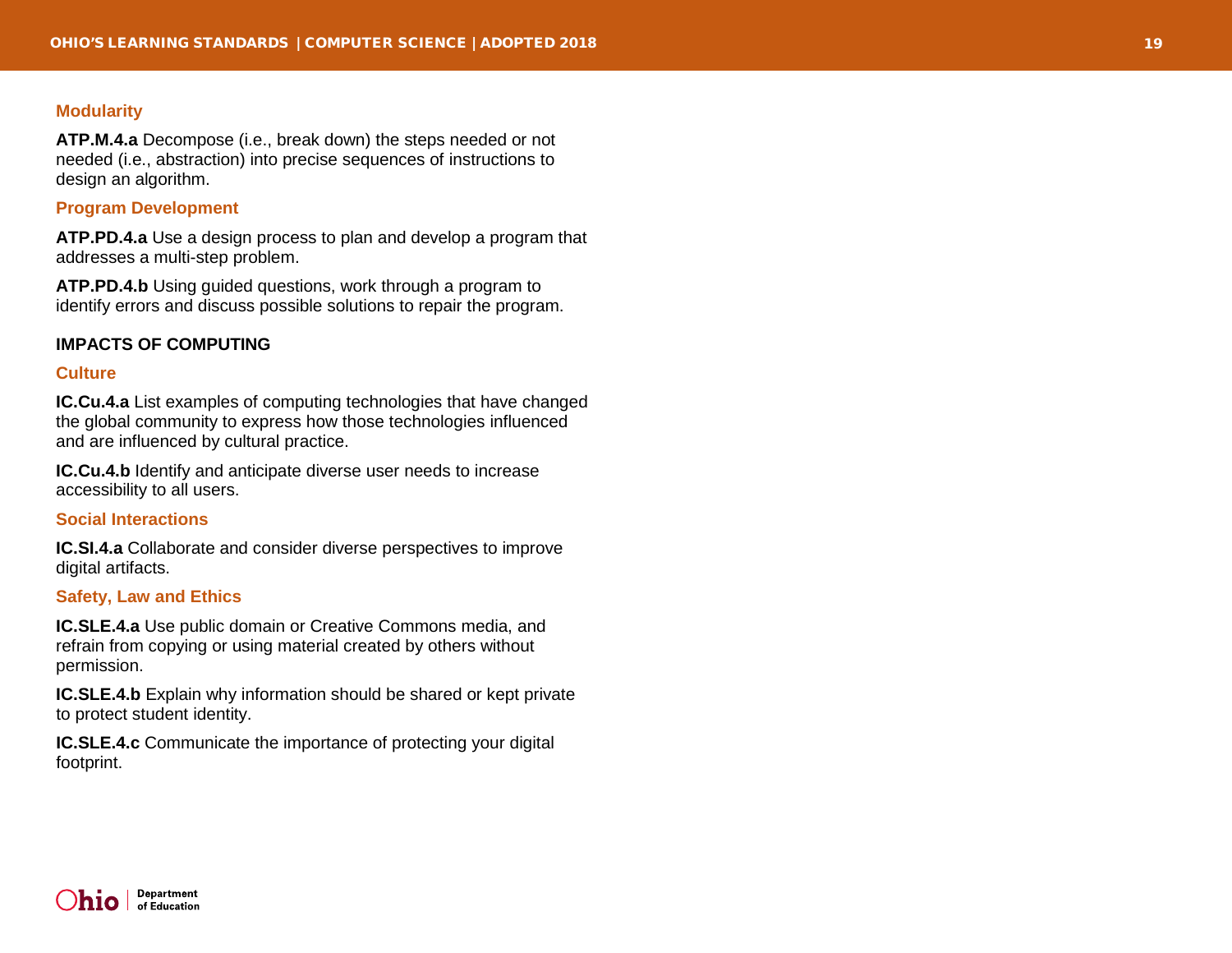### Modularity

**ATP.M.4.a** Decompose (i.e., break down) the steps needed or not needed (i.e., abstraction) into precise sequences of instructions to design an algorithm.

### Program Development

**ATP.PD.4.a** Use a design process to plan and develop a program that addresses a multi-step problem.

**ATP.PD.4.b** Using guided questions, work through a program to identify errors and discuss possible solutions to repair the program.

## IMPACTS OF COMPUTING

### Culture

**IC.Cu.4.a** List examples of computing technologies that have changed the global community to express how those technologies influenced and are influenced by cultural practice.

**IC.Cu.4.b** Identify and anticipate diverse user needs to increase accessibility to all users.

### Social Interactions

**IC.SI.4.a** Collaborate and consider diverse perspectives to improve digital artifacts.

### Safety, Law and Ethics

**IC.SLE.4.a** Use public domain or Creative Commons media, and refrain from copying or using material created by others without permission.

**IC.SLE.4.b** Explain why information should be shared or kept private to protect student identity.

**IC.SLE.4.c** Communicate the importance of protecting your digital footprint.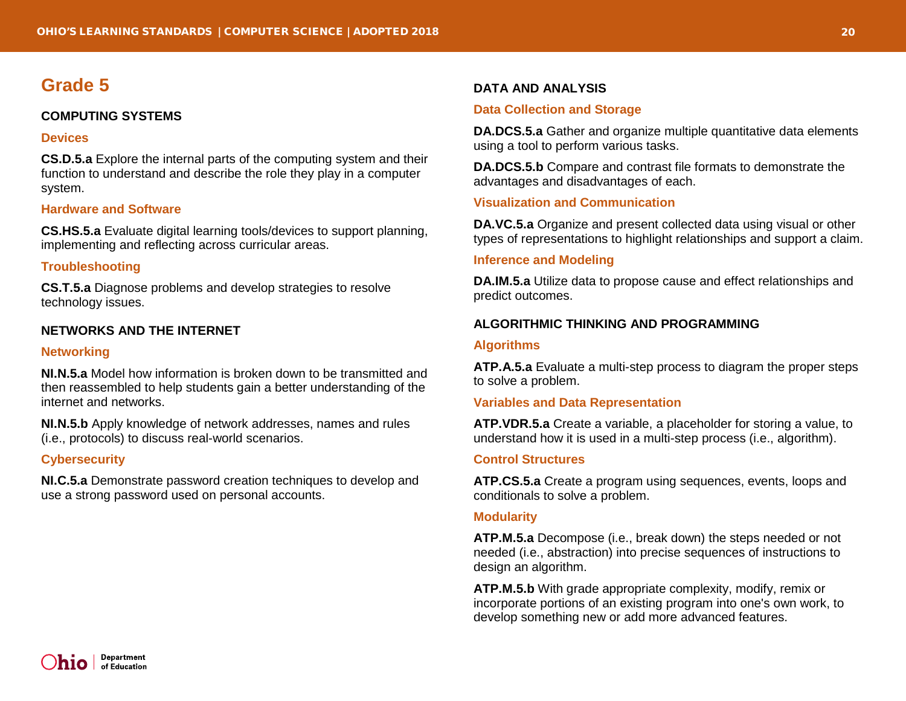# Grade 5

## COMPUTING SYSTEMS

### Devices

**CS.D.5.a** Explore the internal parts of the computing system and their function to understand and describe the role they play in a computer system.

### Hardware and Software

**CS.HS.5.a** Evaluate digital learning tools/devices to support planning, implementing and reflecting across curricular areas.

### Troubleshooting

**CS.T.5.a** Diagnose problems and develop strategies to resolve technology issues.

## NETWORKS AND THE INTERNET

### Networking

**NI.N.5.a** Model how information is broken down to be transmitted and then reassembled to help students gain a better understanding of the internet and networks.

**NI.N.5.b** Apply knowledge of network addresses, names and rules (i.e., protocols) to discuss real-world scenarios.

### Cybersecurity

**NI.C.5.a** Demonstrate password creation techniques to develop and use a strong password used on personal accounts.

## DATA AND ANALYSIS

### Data Collection and Storage

**DA.DCS.5.a** Gather and organize multiple quantitative data elements using a tool to perform various tasks.

**DA.DCS.5.b** Compare and contrast file formats to demonstrate the advantages and disadvantages of each.

### Visualization and Communication

**DA.VC.5.a** Organize and present collected data using visual or other types of representations to highlight relationships and support a claim.

### Inference and Modeling

**DA.IM.5.a** Utilize data to propose cause and effect relationships and predict outcomes.

## ALGORITHMIC THINKING AND PROGRAMMING

### Algorithms

**ATP.A.5.a** Evaluate a multi-step process to diagram the proper steps to solve a problem.

### Variables and Data Representation

**ATP.VDR.5.a** Create a variable, a placeholder for storing a value, to understand how it is used in a multi-step process (i.e., algorithm).

### Control Structures

**ATP.CS.5.a** Create a program using sequences, events, loops and conditionals to solve a problem.

### Modularity

**ATP.M.5.a** Decompose (i.e., break down) the steps needed or not needed (i.e., abstraction) into precise sequences of instructions to design an algorithm.

**ATP.M.5.b** With grade appropriate complexity, modify, remix or incorporate portions of an existing program into one's own work, to develop something new or add more advanced features.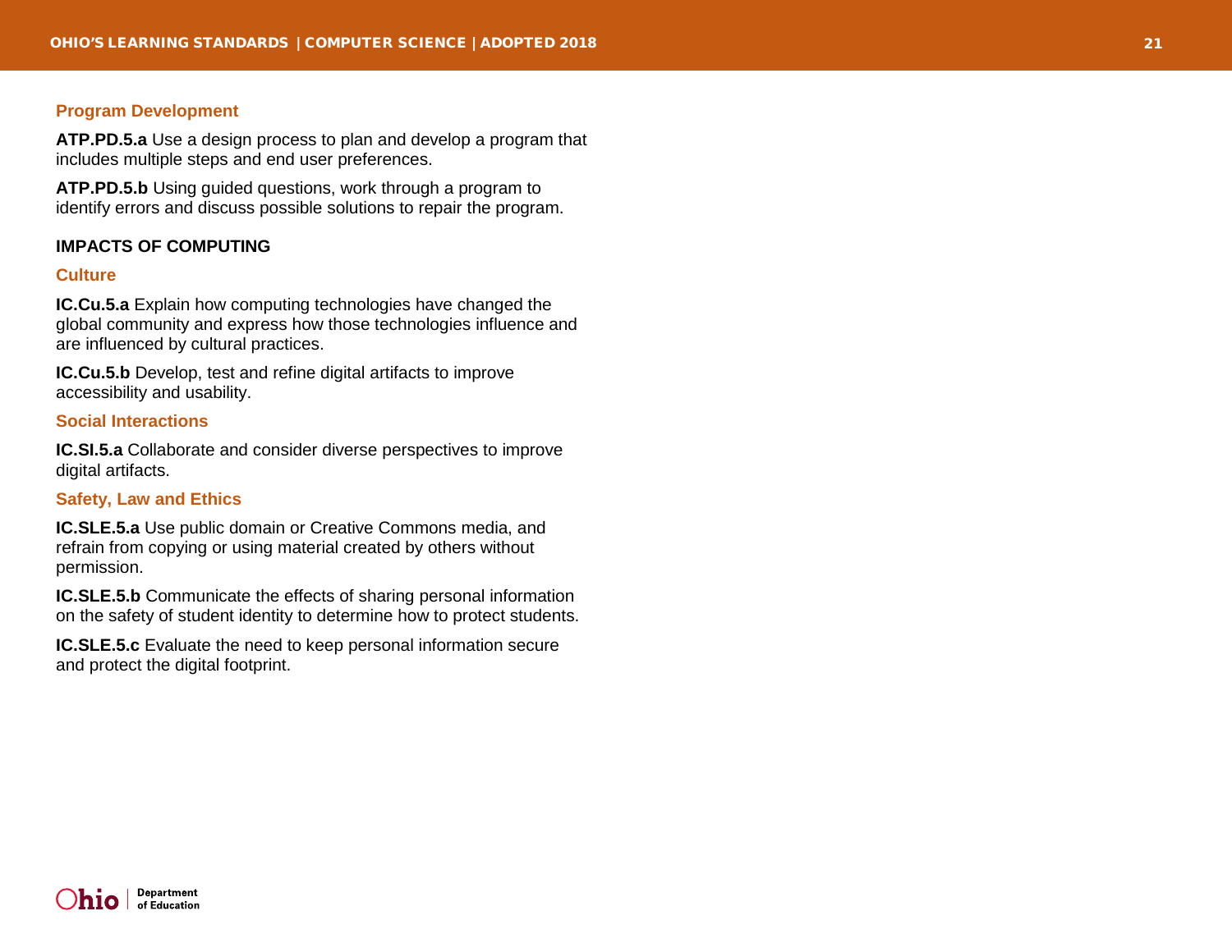### Program Development

**ATP.PD.5.a** Use a design process to plan and develop a program that includes multiple steps and end user preferences.

**ATP.PD.5.b** Using guided questions, work through a program to identify errors and discuss possible solutions to repair the program.

## IMPACTS OF COMPUTING

### Culture

**IC.Cu.5.a** Explain how computing technologies have changed the global community and express how those technologies influence and are influenced by cultural practices.

**IC.Cu.5.b** Develop, test and refine digital artifacts to improve accessibility and usability.

### Social Interactions

**IC.SI.5.a** Collaborate and consider diverse perspectives to improve digital artifacts.

### Safety, Law and Ethics

**IC.SLE.5.a** Use public domain or Creative Commons media, and refrain from copying or using material created by others without permission.

**IC.SLE.5.b** Communicate the effects of sharing personal information on the safety of student identity to determine how to protect students.

**IC.SLE.5.c** Evaluate the need to keep personal information secure and protect the digital footprint.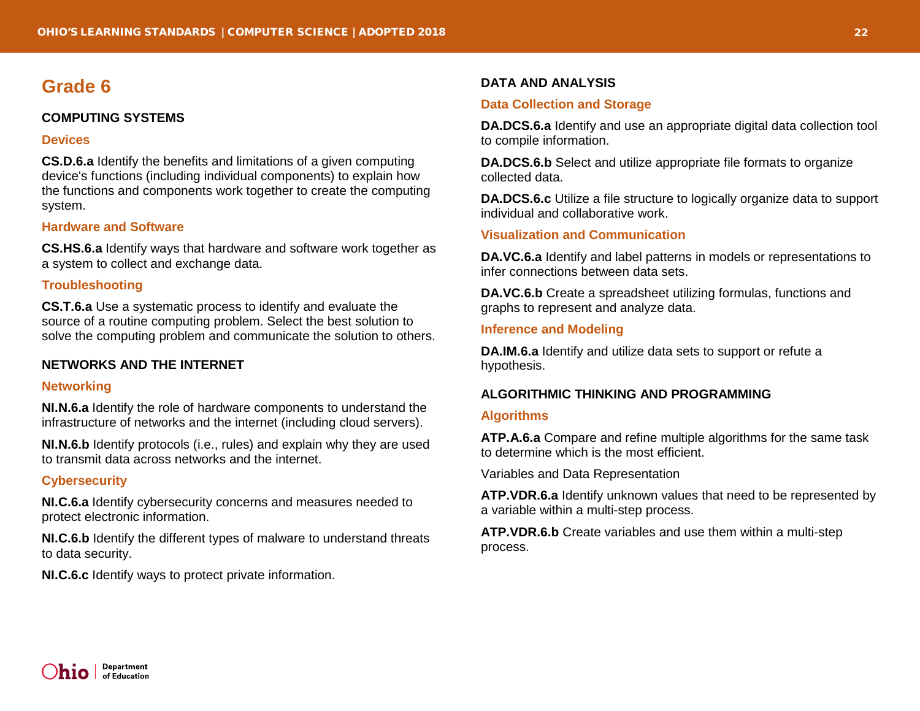# Grade 6

## COMPUTING SYSTEMS

### Devices

**CS.D.6.a** Identify the benefits and limitations of a given computing device's functions (including individual components) to explain how the functions and components work together to create the computing system.

### Hardware and Software

**CS.HS.6.a** Identify ways that hardware and software work together as a system to collect and exchange data.

### Troubleshooting

**CS.T.6.a** Use a systematic process to identify and evaluate the source of a routine computing problem. Select the best solution to solve the computing problem and communicate the solution to others.

## NETWORKS AND THE INTERNET

### Networking

**NI.N.6.a** Identify the role of hardware components to understand the infrastructure of networks and the internet (including cloud servers).

**NI.N.6.b** Identify protocols (i.e., rules) and explain why they are used to transmit data across networks and the internet.

### Cybersecurity

**NI.C.6.a** Identify cybersecurity concerns and measures needed to protect electronic information.

**NI.C.6.b** Identify the different types of malware to understand threats to data security.

**NI.C.6.c** Identify ways to protect private information.

## DATA AND ANALYSIS

### Data Collection and Storage

**DA.DCS.6.a** Identify and use an appropriate digital data collection tool to compile information.

**DA.DCS.6.b** Select and utilize appropriate file formats to organize collected data.

**DA.DCS.6.c** Utilize a file structure to logically organize data to support individual and collaborative work.

### Visualization and Communication

**DA.VC.6.a** Identify and label patterns in models or representations to infer connections between data sets.

**DA.VC.6.b** Create a spreadsheet utilizing formulas, functions and graphs to represent and analyze data.

### Inference and Modeling

**DA.IM.6.a** Identify and utilize data sets to support or refute a hypothesis.

## ALGORITHMIC THINKING AND PROGRAMMING

### Algorithms

**ATP.A.6.a** Compare and refine multiple algorithms for the same task to determine which is the most efficient.

Variables and Data Representation

**ATP.VDR.6.a** Identify unknown values that need to be represented by a variable within a multi-step process.

**ATP.VDR.6.b** Create variables and use them within a multi-step process.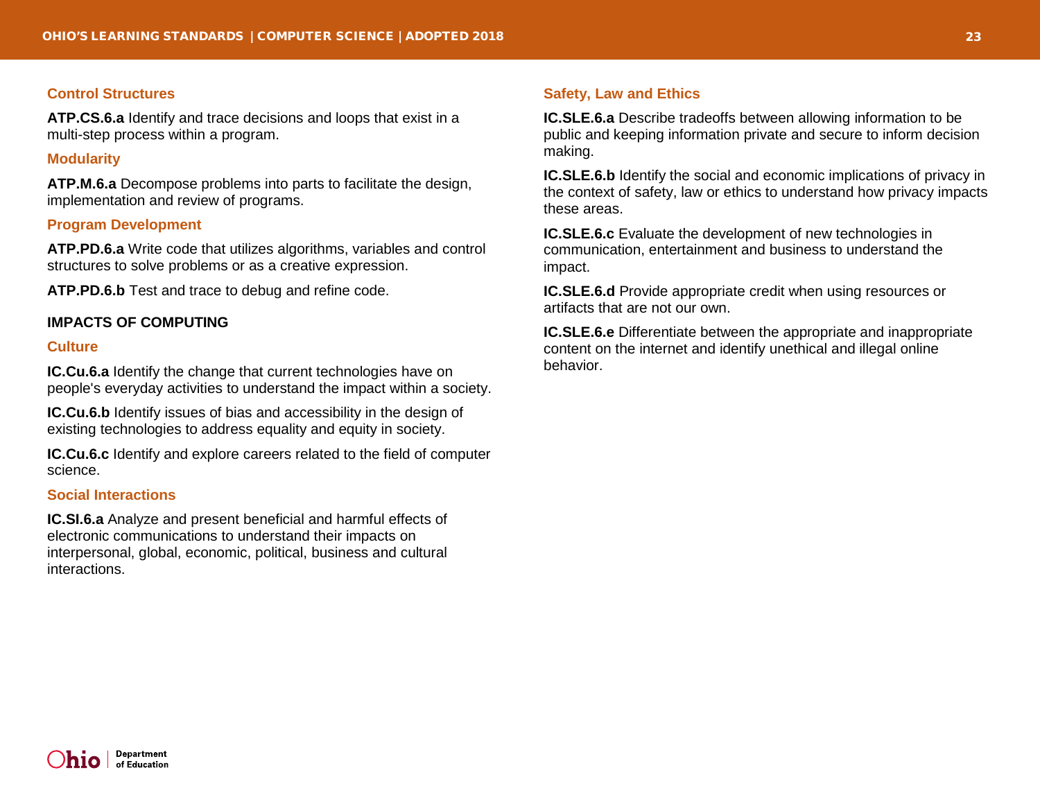### Control Structures

**ATP.CS.6.a** Identify and trace decisions and loops that exist in a multi-step process within a program.

### Modularity

**ATP.M.6.a** Decompose problems into parts to facilitate the design, implementation and review of programs.

### Program Development

**ATP.PD.6.a** Write code that utilizes algorithms, variables and control structures to solve problems or as a creative expression.

**ATP.PD.6.b** Test and trace to debug and refine code.

## IMPACTS OF COMPUTING

### Culture

**IC.Cu.6.a** Identify the change that current technologies have on people's everyday activities to understand the impact within a society.

**IC.Cu.6.b** Identify issues of bias and accessibility in the design of existing technologies to address equality and equity in society.

**IC.Cu.6.c** Identify and explore careers related to the field of computer science.

### Social Interactions

**IC.SI.6.a** Analyze and present beneficial and harmful effects of electronic communications to understand their impacts on interpersonal, global, economic, political, business and cultural interactions.

### Safety, Law and Ethics

**IC.SLE.6.a** Describe tradeoffs between allowing information to be public and keeping information private and secure to inform decision making.

**IC.SLE.6.b** Identify the social and economic implications of privacy in the context of safety, law or ethics to understand how privacy impacts these areas.

**IC.SLE.6.c** Evaluate the development of new technologies in communication, entertainment and business to understand the impact.

**IC.SLE.6.d** Provide appropriate credit when using resources or artifacts that are not our own.

**IC.SLE.6.e** Differentiate between the appropriate and inappropriate content on the internet and identify unethical and illegal online behavior.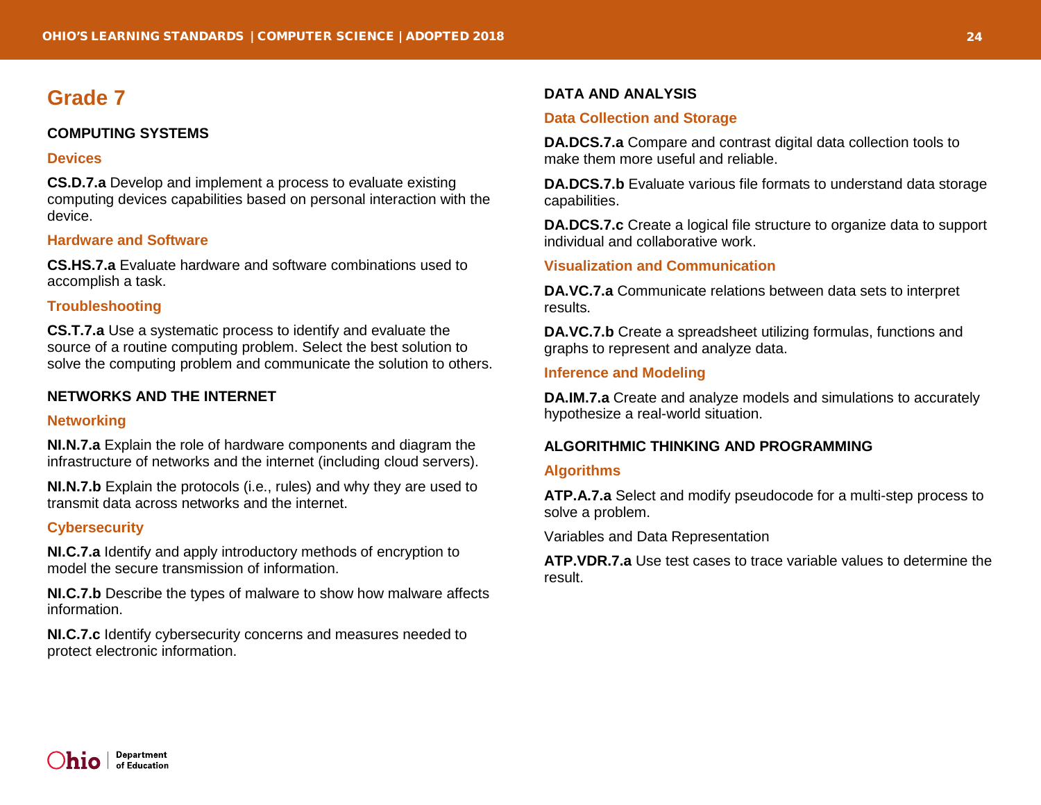# Grade 7

## COMPUTING SYSTEMS

### Devices

**CS.D.7.a** Develop and implement a process to evaluate existing computing devices capabilities based on personal interaction with the device.

### Hardware and Software

**CS.HS.7.a** Evaluate hardware and software combinations used to accomplish a task.

### Troubleshooting

**CS.T.7.a** Use a systematic process to identify and evaluate the source of a routine computing problem. Select the best solution to solve the computing problem and communicate the solution to others.

## NETWORKS AND THE INTERNET

### Networking

**NI.N.7.a** Explain the role of hardware components and diagram the infrastructure of networks and the internet (including cloud servers).

**NI.N.7.b** Explain the protocols (i.e., rules) and why they are used to transmit data across networks and the internet.

### Cybersecurity

**NI.C.7.a** Identify and apply introductory methods of encryption to model the secure transmission of information.

**NI.C.7.b** Describe the types of malware to show how malware affects information.

**NI.C.7.c** Identify cybersecurity concerns and measures needed to protect electronic information.

## DATA AND ANALYSIS

### Data Collection and Storage

**DA.DCS.7.a** Compare and contrast digital data collection tools to make them more useful and reliable.

**DA.DCS.7.b** Evaluate various file formats to understand data storage capabilities.

**DA.DCS.7.c** Create a logical file structure to organize data to support individual and collaborative work.

### Visualization and Communication

**DA.VC.7.a** Communicate relations between data sets to interpret results.

**DA.VC.7.b** Create a spreadsheet utilizing formulas, functions and graphs to represent and analyze data.

### Inference and Modeling

**DA.IM.7.a** Create and analyze models and simulations to accurately hypothesize a real-world situation.

## ALGORITHMIC THINKING AND PROGRAMMING

### Algorithms

**ATP.A.7.a** Select and modify pseudocode for a multi-step process to solve a problem.

Variables and Data Representation

**ATP.VDR.7.a** Use test cases to trace variable values to determine the result.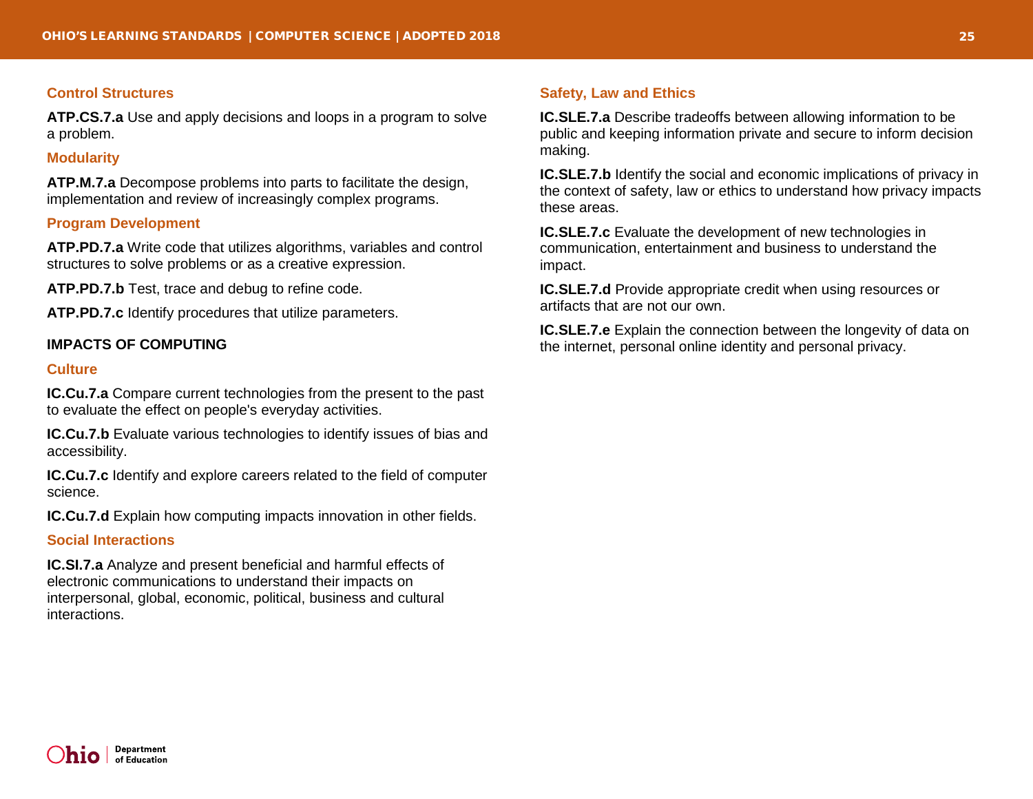### Control Structures

**ATP.CS.7.a** Use and apply decisions and loops in a program to solve a problem.

### Modularity

**ATP.M.7.a** Decompose problems into parts to facilitate the design, implementation and review of increasingly complex programs.

### Program Development

**ATP.PD.7.a** Write code that utilizes algorithms, variables and control structures to solve problems or as a creative expression.

**ATP.PD.7.b** Test, trace and debug to refine code.

**ATP.PD.7.c** Identify procedures that utilize parameters.

## IMPACTS OF COMPUTING

### Culture

**IC.Cu.7.a** Compare current technologies from the present to the past to evaluate the effect on people's everyday activities.

**IC.Cu.7.b** Evaluate various technologies to identify issues of bias and accessibility.

**IC.Cu.7.c** Identify and explore careers related to the field of computer science.

**IC.Cu.7.d** Explain how computing impacts innovation in other fields.

### Social Interactions

**IC.SI.7.a** Analyze and present beneficial and harmful effects of electronic communications to understand their impacts on interpersonal, global, economic, political, business and cultural interactions.

### Safety, Law and Ethics

**IC.SLE.7.a** Describe tradeoffs between allowing information to be public and keeping information private and secure to inform decision making.

**IC.SLE.7.b** Identify the social and economic implications of privacy in the context of safety, law or ethics to understand how privacy impacts these areas.

**IC.SLE.7.c** Evaluate the development of new technologies in communication, entertainment and business to understand the impact.

**IC.SLE.7.d** Provide appropriate credit when using resources or artifacts that are not our own.

**IC.SLE.7.e** Explain the connection between the longevity of data on the internet, personal online identity and personal privacy.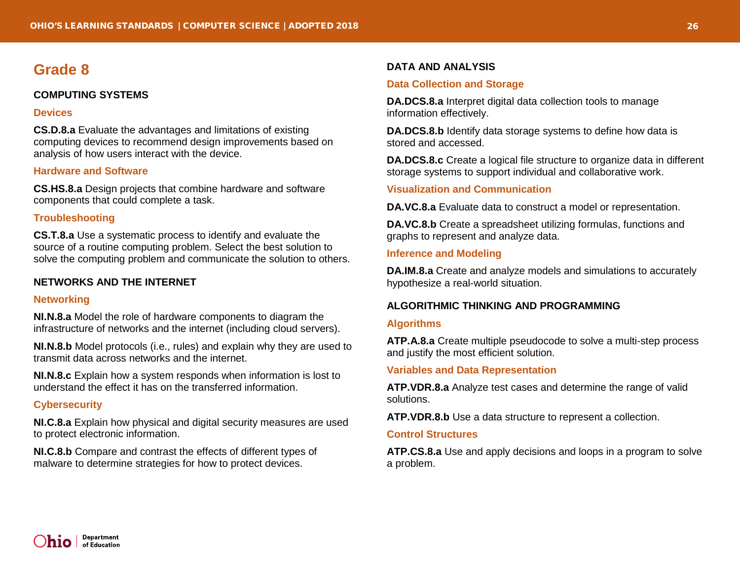# Grade 8

## COMPUTING SYSTEMS

### Devices

**CS.D.8.a** Evaluate the advantages and limitations of existing computing devices to recommend design improvements based on analysis of how users interact with the device.

### Hardware and Software

**CS.HS.8.a** Design projects that combine hardware and software components that could complete a task.

### Troubleshooting

**CS.T.8.a** Use a systematic process to identify and evaluate the source of a routine computing problem. Select the best solution to solve the computing problem and communicate the solution to others.

## NETWORKS AND THE INTERNET

### Networking

**NI.N.8.a** Model the role of hardware components to diagram the infrastructure of networks and the internet (including cloud servers).

**NI.N.8.b** Model protocols (i.e., rules) and explain why they are used to transmit data across networks and the internet.

**NI.N.8.c** Explain how a system responds when information is lost to understand the effect it has on the transferred information.

### Cybersecurity

**NI.C.8.a** Explain how physical and digital security measures are used to protect electronic information.

**NI.C.8.b** Compare and contrast the effects of different types of malware to determine strategies for how to protect devices.

## DATA AND ANALYSIS

### Data Collection and Storage

**DA.DCS.8.a** Interpret digital data collection tools to manage information effectively.

**DA.DCS.8.b** Identify data storage systems to define how data is stored and accessed.

**DA.DCS.8.c** Create a logical file structure to organize data in different storage systems to support individual and collaborative work.

### Visualization and Communication

**DA.VC.8.a** Evaluate data to construct a model or representation.

**DA.VC.8.b** Create a spreadsheet utilizing formulas, functions and graphs to represent and analyze data.

### Inference and Modeling

**DA.IM.8.a** Create and analyze models and simulations to accurately hypothesize a real-world situation.

## ALGORITHMIC THINKING AND PROGRAMMING

### Algorithms

**ATP.A.8.a** Create multiple pseudocode to solve a multi-step process and justify the most efficient solution.

### Variables and Data Representation

**ATP.VDR.8.a** Analyze test cases and determine the range of valid solutions.

**ATP.VDR.8.b** Use a data structure to represent a collection.

### Control Structures

**ATP.CS.8.a** Use and apply decisions and loops in a program to solve a problem.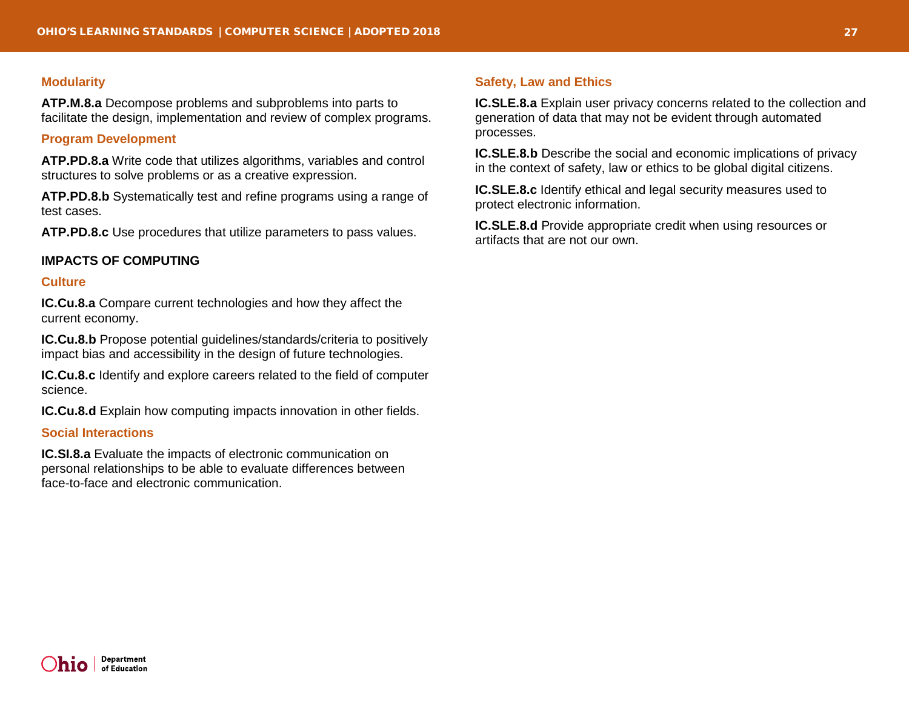### Modularity

**ATP.M.8.a** Decompose problems and subproblems into parts to facilitate the design, implementation and review of complex programs.

### Program Development

**ATP.PD.8.a** Write code that utilizes algorithms, variables and control structures to solve problems or as a creative expression.

**ATP.PD.8.b** Systematically test and refine programs using a range of test cases.

**ATP.PD.8.c** Use procedures that utilize parameters to pass values.

## IMPACTS OF COMPUTING

### Culture

**IC.Cu.8.a** Compare current technologies and how they affect the current economy.

**IC.Cu.8.b** Propose potential guidelines/standards/criteria to positively impact bias and accessibility in the design of future technologies.

**IC.Cu.8.c** Identify and explore careers related to the field of computer science.

**IC.Cu.8.d** Explain how computing impacts innovation in other fields.

### Social Interactions

**IC.SI.8.a** Evaluate the impacts of electronic communication on personal relationships to be able to evaluate differences between face-to-face and electronic communication.

### Safety, Law and Ethics

**IC.SLE.8.a** Explain user privacy concerns related to the collection and generation of data that may not be evident through automated processes.

**IC.SLE.8.b** Describe the social and economic implications of privacy in the context of safety, law or ethics to be global digital citizens.

**IC.SLE.8.c** Identify ethical and legal security measures used to protect electronic information.

**IC.SLE.8.d** Provide appropriate credit when using resources or artifacts that are not our own.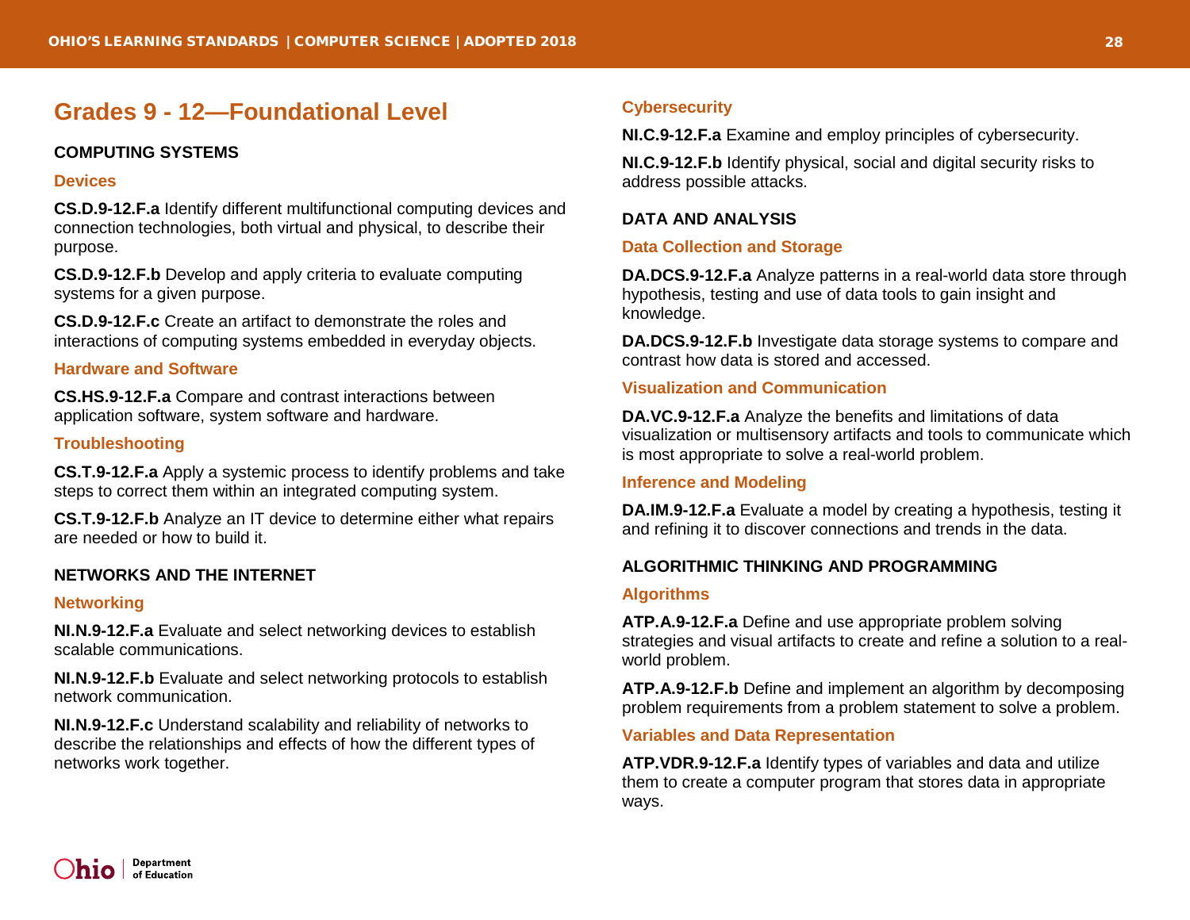## Grades 9 - 12—Foundational Level

### COMPUTING SYSTEMS

#### Devices

**CS.D.9-12.F.a** Identify different multifunctional computing devices and connection technologies, both virtual and physical, to describe their purpose.

**CS.D.9-12.F.b** Develop and apply criteria to evaluate computing systems for a given purpose.

**CS.D.9-12.F.c** Create an artifact to demonstrate the roles and interactions of computing systems embedded in everyday objects.

#### Hardware and Software

**CS.HS.9-12.F.a** Compare and contrast interactions between application software, system software and hardware.

#### Troubleshooting

**CS.T.9-12.F.a** Apply a systemic process to identify problems and take steps to correct them within an integrated computing system.

**CS.T.9-12.F.b** Analyze an IT device to determine either what repairs are needed or how to build it.

### NETWORKS AND THE INTERNET

#### Networking

**NI.N.9-12.F.a** Evaluate and select networking devices to establish scalable communications.

**NI.N.9-12.F.b** Evaluate and select networking protocols to establish network communication.

**NI.N.9-12.F.c** Understand scalability and reliability of networks to describe the relationships and effects of how the different types of networks work together.

#### Cybersecurity

**NI.C.9-12.F.a** Examine and employ principles of cybersecurity.

**NI.C.9-12.F.b** Identify physical, social and digital security risks to address possible attacks.

### DATA AND ANALYSIS

#### Data Collection and Storage

**DA.DCS.9-12.F.a** Analyze patterns in a real-world data store through hypothesis, testing and use of data tools to gain insight and knowledge.

**DA.DCS.9-12.F.b** Investigate data storage systems to compare and contrast how data is stored and accessed.

#### Visualization and Communication

**DA.VC.9-12.F.a** Analyze the benefits and limitations of data visualization or multisensory artifacts and tools to communicate which is most appropriate to solve a real-world problem.

#### Inference and Modeling

**DA.IM.9-12.F.a** Evaluate a model by creating a hypothesis, testing it and refining it to discover connections and trends in the data.

### ALGORITHMIC THINKING AND PROGRAMMING

#### Algorithms

**ATP.A.9-12.F.a** Define and use appropriate problem solving strategies and visual artifacts to create and refine a solution to a real-world problem.

**ATP.A.9-12.F.b** Define and implement an algorithm by decomposing problem requirements from a problem statement to solve a problem.

#### Variables and Data Representation

**ATP.VDR.9-12.F.a** Identify types of variables and data and utilize them to create a computer program that stores data in appropriate ways.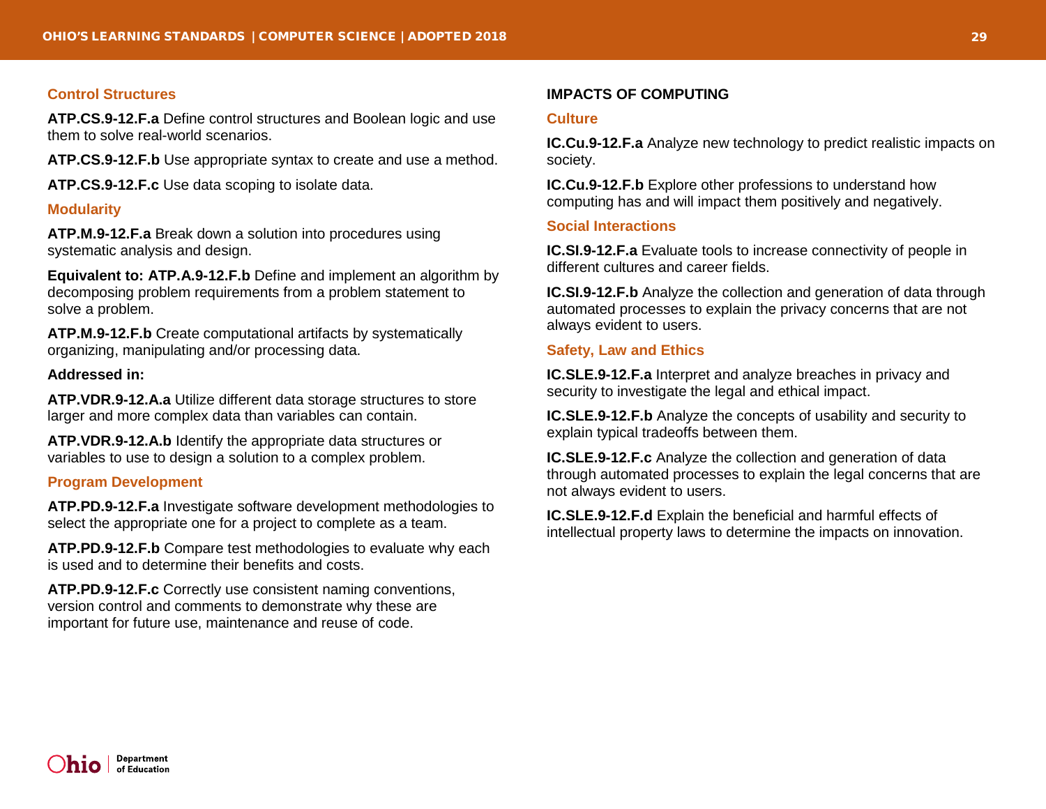### Control Structures

**ATP.CS.9-12.F.a** Define control structures and Boolean logic and use them to solve real-world scenarios.

**ATP.CS.9-12.F.b** Use appropriate syntax to create and use a method.

**ATP.CS.9-12.F.c** Use data scoping to isolate data.

### Modularity

**ATP.M.9-12.F.a** Break down a solution into procedures using systematic analysis and design.

**Equivalent to: ATP.A.9-12.F.b** Define and implement an algorithm by decomposing problem requirements from a problem statement to solve a problem.

**ATP.M.9-12.F.b** Create computational artifacts by systematically organizing, manipulating and/or processing data.

**Addressed in:**

**ATP.VDR.9-12.A.a** Utilize different data storage structures to store larger and more complex data than variables can contain.

**ATP.VDR.9-12.A.b** Identify the appropriate data structures or variables to use to design a solution to a complex problem.

### Program Development

**ATP.PD.9-12.F.a** Investigate software development methodologies to select the appropriate one for a project to complete as a team.

**ATP.PD.9-12.F.b** Compare test methodologies to evaluate why each is used and to determine their benefits and costs.

**ATP.PD.9-12.F.c** Correctly use consistent naming conventions, version control and comments to demonstrate why these are important for future use, maintenance and reuse of code.

## IMPACTS OF COMPUTING

### Culture

**IC.Cu.9-12.F.a** Analyze new technology to predict realistic impacts on society.

**IC.Cu.9-12.F.b** Explore other professions to understand how computing has and will impact them positively and negatively.

### Social Interactions

**IC.SI.9-12.F.a** Evaluate tools to increase connectivity of people in different cultures and career fields.

**IC.SI.9-12.F.b** Analyze the collection and generation of data through automated processes to explain the privacy concerns that are not always evident to users.

### Safety, Law and Ethics

**IC.SLE.9-12.F.a** Interpret and analyze breaches in privacy and security to investigate the legal and ethical impact.

**IC.SLE.9-12.F.b** Analyze the concepts of usability and security to explain typical tradeoffs between them.

**IC.SLE.9-12.F.c** Analyze the collection and generation of data through automated processes to explain the legal concerns that are not always evident to users.

**IC.SLE.9-12.F.d** Explain the beneficial and harmful effects of intellectual property laws to determine the impacts on innovation.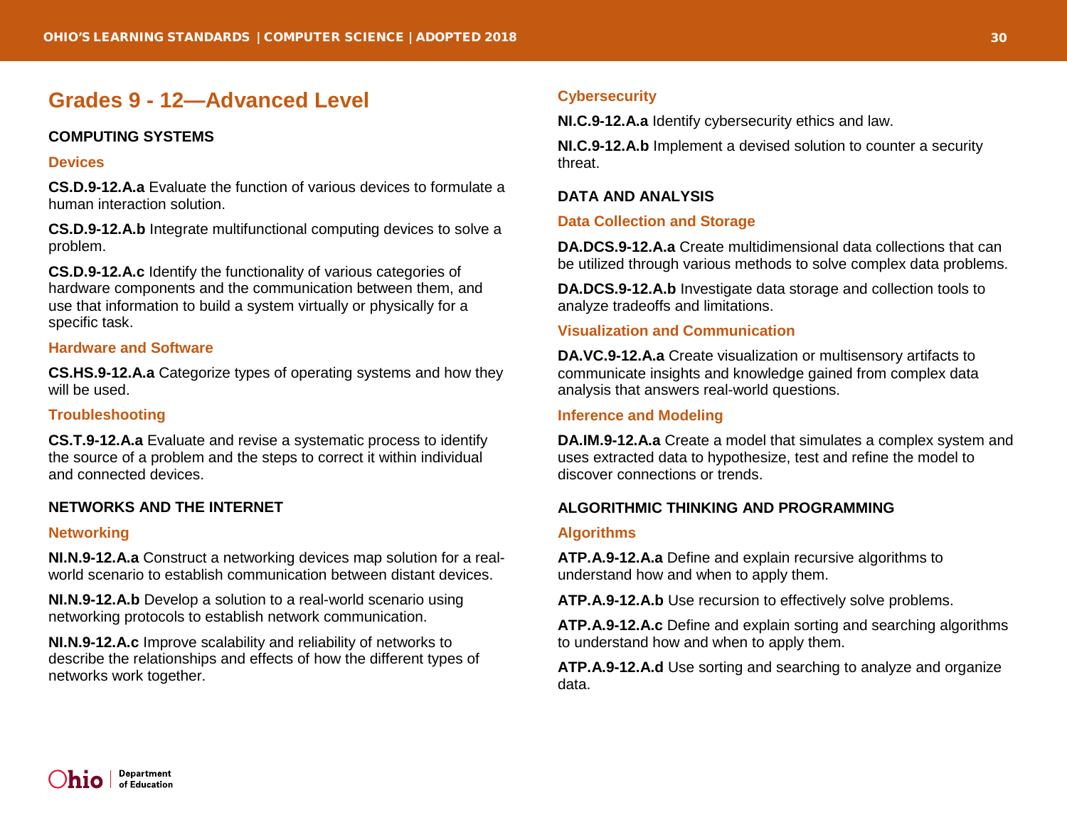# Grades 9 - 12—Advanced Level

## COMPUTING SYSTEMS

### Devices

**CS.D.9-12.A.a** Evaluate the function of various devices to formulate a human interaction solution.

**CS.D.9-12.A.b** Integrate multifunctional computing devices to solve a problem.

**CS.D.9-12.A.c** Identify the functionality of various categories of hardware components and the communication between them, and use that information to build a system virtually or physically for a specific task.

### Hardware and Software

**CS.HS.9-12.A.a** Categorize types of operating systems and how they will be used.

### Troubleshooting

**CS.T.9-12.A.a** Evaluate and revise a systematic process to identify the source of a problem and the steps to correct it within individual and connected devices.

## NETWORKS AND THE INTERNET

### Networking

**NI.N.9-12.A.a** Construct a networking devices map solution for a real-world scenario to establish communication between distant devices.

**NI.N.9-12.A.b** Develop a solution to a real-world scenario using networking protocols to establish network communication.

**NI.N.9-12.A.c** Improve scalability and reliability of networks to describe the relationships and effects of how the different types of networks work together.

### Cybersecurity

**NI.C.9-12.A.a** Identify cybersecurity ethics and law.

**NI.C.9-12.A.b** Implement a devised solution to counter a security threat.

## DATA AND ANALYSIS

### Data Collection and Storage

**DA.DCS.9-12.A.a** Create multidimensional data collections that can be utilized through various methods to solve complex data problems.

**DA.DCS.9-12.A.b** Investigate data storage and collection tools to analyze tradeoffs and limitations.

### Visualization and Communication

**DA.VC.9-12.A.a** Create visualization or multisensory artifacts to communicate insights and knowledge gained from complex data analysis that answers real-world questions.

### Inference and Modeling

**DA.IM.9-12.A.a** Create a model that simulates a complex system and uses extracted data to hypothesize, test and refine the model to discover connections or trends.

## ALGORITHMIC THINKING AND PROGRAMMING

### Algorithms

**ATP.A.9-12.A.a** Define and explain recursive algorithms to understand how and when to apply them.

**ATP.A.9-12.A.b** Use recursion to effectively solve problems.

**ATP.A.9-12.A.c** Define and explain sorting and searching algorithms to understand how and when to apply them.

**ATP.A.9-12.A.d** Use sorting and searching to analyze and organize data.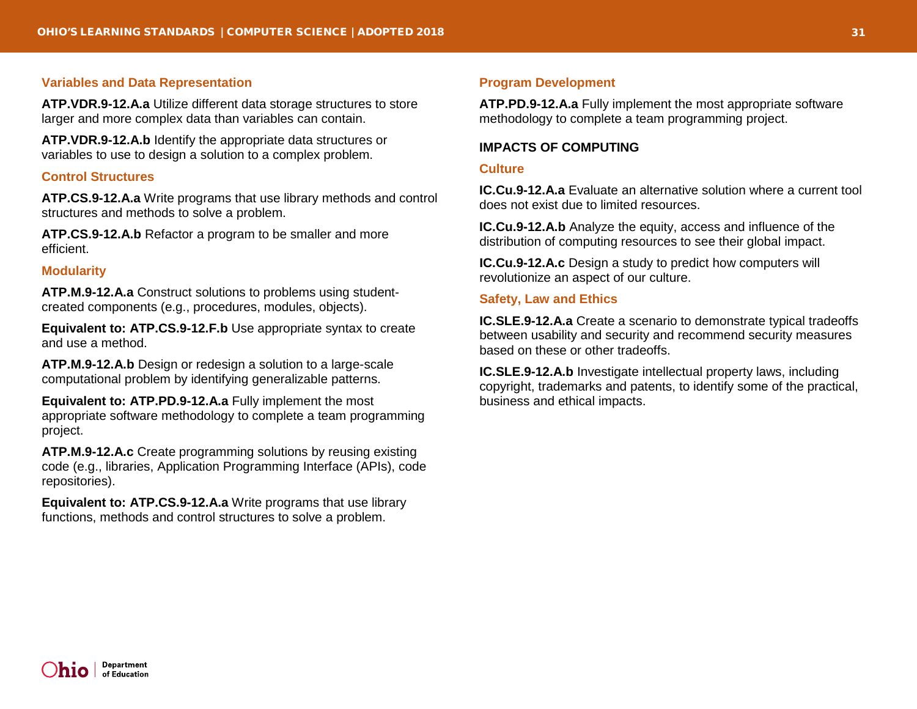### Variables and Data Representation

**ATP.VDR.9-12.A.a** Utilize different data storage structures to store larger and more complex data than variables can contain.

**ATP.VDR.9-12.A.b** Identify the appropriate data structures or variables to use to design a solution to a complex problem.

### Control Structures

**ATP.CS.9-12.A.a** Write programs that use library methods and control structures and methods to solve a problem.

**ATP.CS.9-12.A.b** Refactor a program to be smaller and more efficient.

### Modularity

**ATP.M.9-12.A.a** Construct solutions to problems using student-created components (e.g., procedures, modules, objects).

**Equivalent to: ATP.CS.9-12.F.b** Use appropriate syntax to create and use a method.

**ATP.M.9-12.A.b** Design or redesign a solution to a large-scale computational problem by identifying generalizable patterns.

**Equivalent to: ATP.PD.9-12.A.a** Fully implement the most appropriate software methodology to complete a team programming project.

**ATP.M.9-12.A.c** Create programming solutions by reusing existing code (e.g., libraries, Application Programming Interface (APIs), code repositories).

**Equivalent to: ATP.CS.9-12.A.a** Write programs that use library functions, methods and control structures to solve a problem.

### Program Development

**ATP.PD.9-12.A.a** Fully implement the most appropriate software methodology to complete a team programming project.

## IMPACTS OF COMPUTING

### Culture

**IC.Cu.9-12.A.a** Evaluate an alternative solution where a current tool does not exist due to limited resources.

**IC.Cu.9-12.A.b** Analyze the equity, access and influence of the distribution of computing resources to see their global impact.

**IC.Cu.9-12.A.c** Design a study to predict how computers will revolutionize an aspect of our culture.

### Safety, Law and Ethics

**IC.SLE.9-12.A.a** Create a scenario to demonstrate typical tradeoffs between usability and security and recommend security measures based on these or other tradeoffs.

**IC.SLE.9-12.A.b** Investigate intellectual property laws, including copyright, trademarks and patents, to identify some of the practical, business and ethical impacts.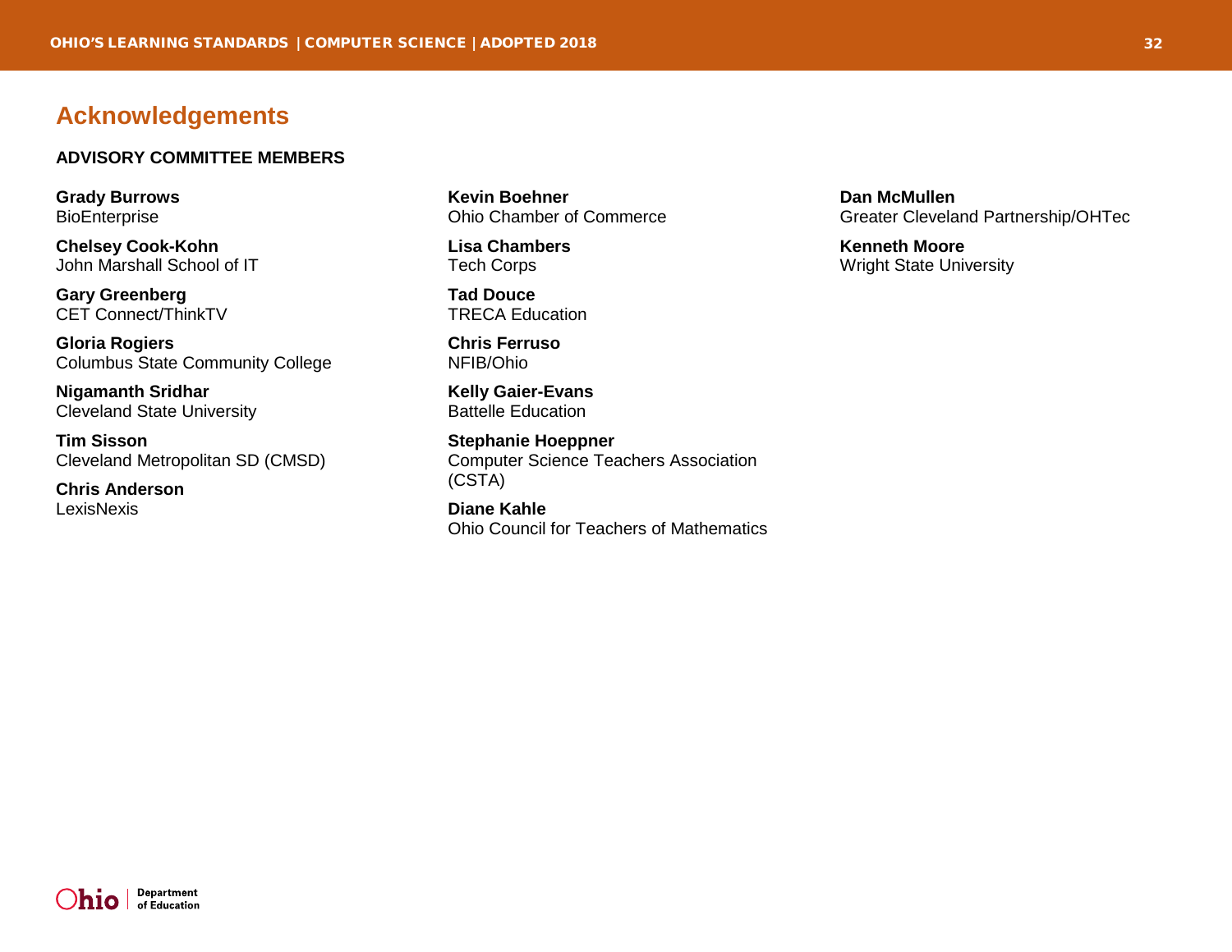## Acknowledgements

### ADVISORY COMMITTEE MEMBERS

**Grady Burrows**
BioEnterprise

**Chelsey Cook-Kohn**
John Marshall School of IT

**Gary Greenberg**
CET Connect/ThinkTV

**Gloria Rogiers**
Columbus State Community College

**Nigamanth Sridhar**
Cleveland State University

**Tim Sisson**
Cleveland Metropolitan SD (CMSD)

**Chris Anderson**
LexisNexis

**Kevin Boehner**
Ohio Chamber of Commerce

**Lisa Chambers**
Tech Corps

**Tad Douce**
TRECA Education

**Chris Ferruso**
NFIB/Ohio

**Kelly Gaier-Evans**
Battelle Education

**Stephanie Hoeppner**
Computer Science Teachers Association (CSTA)

**Diane Kahle**
Ohio Council for Teachers of Mathematics

**Dan McMullen**
Greater Cleveland Partnership/OHTec

**Kenneth Moore**
Wright State University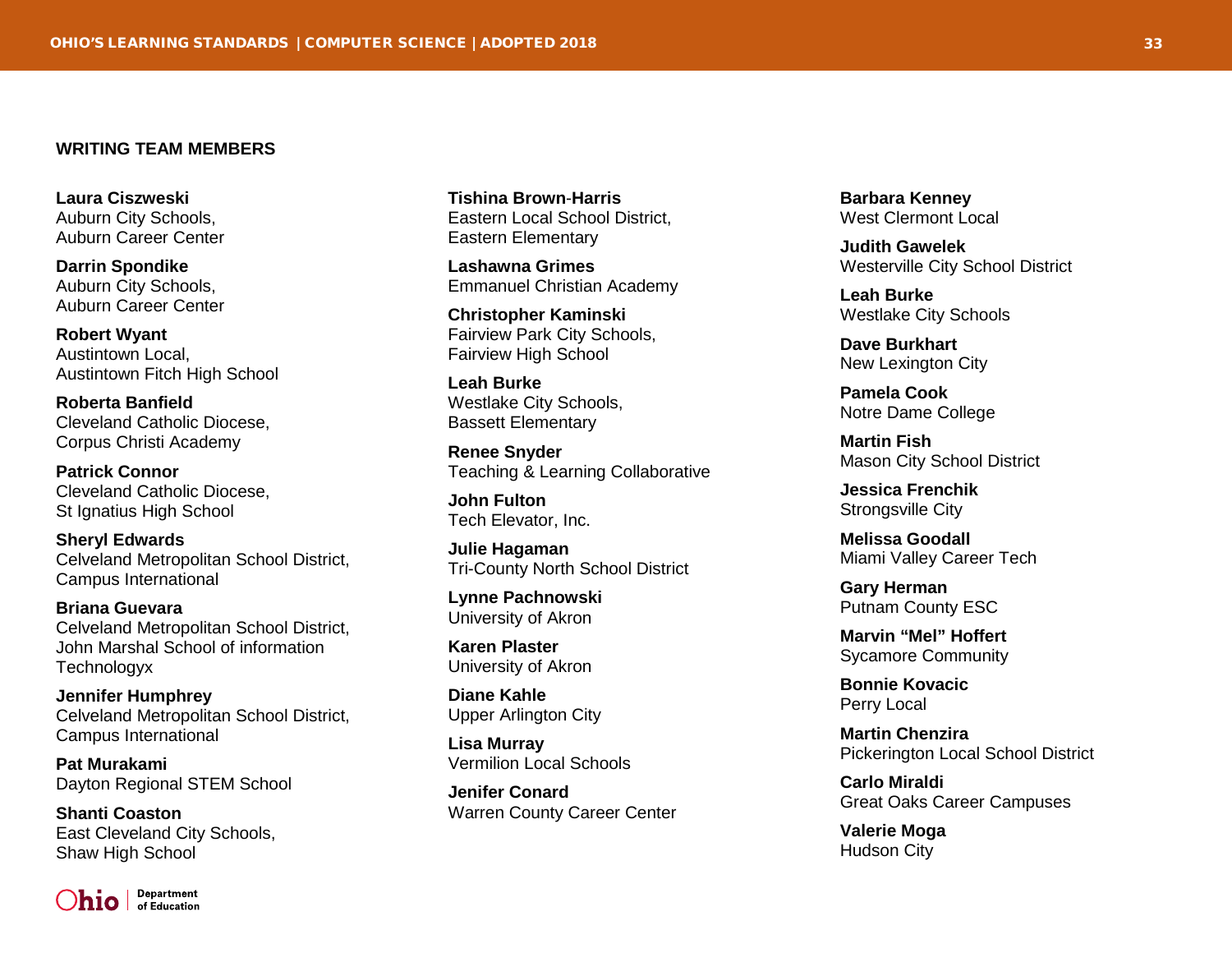## WRITING TEAM MEMBERS

**Laura Ciszweski**
Auburn City Schools,
Auburn Career Center

**Darrin Spondike**
Auburn City Schools,
Auburn Career Center

**Robert Wyant**
Austintown Local,
Austintown Fitch High School

**Roberta Banfield**
Cleveland Catholic Diocese,
Corpus Christi Academy

**Patrick Connor**
Cleveland Catholic Diocese,
St Ignatius High School

**Sheryl Edwards**
Celveland Metropolitan School District,
Campus International

**Briana Guevara**
Celveland Metropolitan School District,
John Marshal School of information
Technologyx

**Jennifer Humphrey**
Celveland Metropolitan School District,
Campus International

**Pat Murakami**
Dayton Regional STEM School

**Shanti Coaston**
East Cleveland City Schools,
Shaw High School

**Tishina Brown-Harris**
Eastern Local School District,
Eastern Elementary

**Lashawna Grimes**
Emmanuel Christian Academy

**Christopher Kaminski**
Fairview Park City Schools,
Fairview High School

**Leah Burke**
Westlake City Schools,
Bassett Elementary

**Renee Snyder**
Teaching & Learning Collaborative

**John Fulton**
Tech Elevator, Inc.

**Julie Hagaman**
Tri-County North School District

**Lynne Pachnowski**
University of Akron

**Karen Plaster**
University of Akron

**Diane Kahle**
Upper Arlington City

**Lisa Murray**
Vermilion Local Schools

**Jenifer Conard**
Warren County Career Center

**Barbara Kenney**
West Clermont Local

**Judith Gawelek**
Westerville City School District

**Leah Burke**
Westlake City Schools

**Dave Burkhart**
New Lexington City

**Pamela Cook**
Notre Dame College

**Martin Fish**
Mason City School District

**Jessica Frenchik**
Strongsville City

**Melissa Goodall**
Miami Valley Career Tech

**Gary Herman**
Putnam County ESC

**Marvin "Mel" Hoffert**
Sycamore Community

**Bonnie Kovacic**
Perry Local

**Martin Chenzira**
Pickerington Local School District

**Carlo Miraldi**
Great Oaks Career Campuses

**Valerie Moga**
Hudson City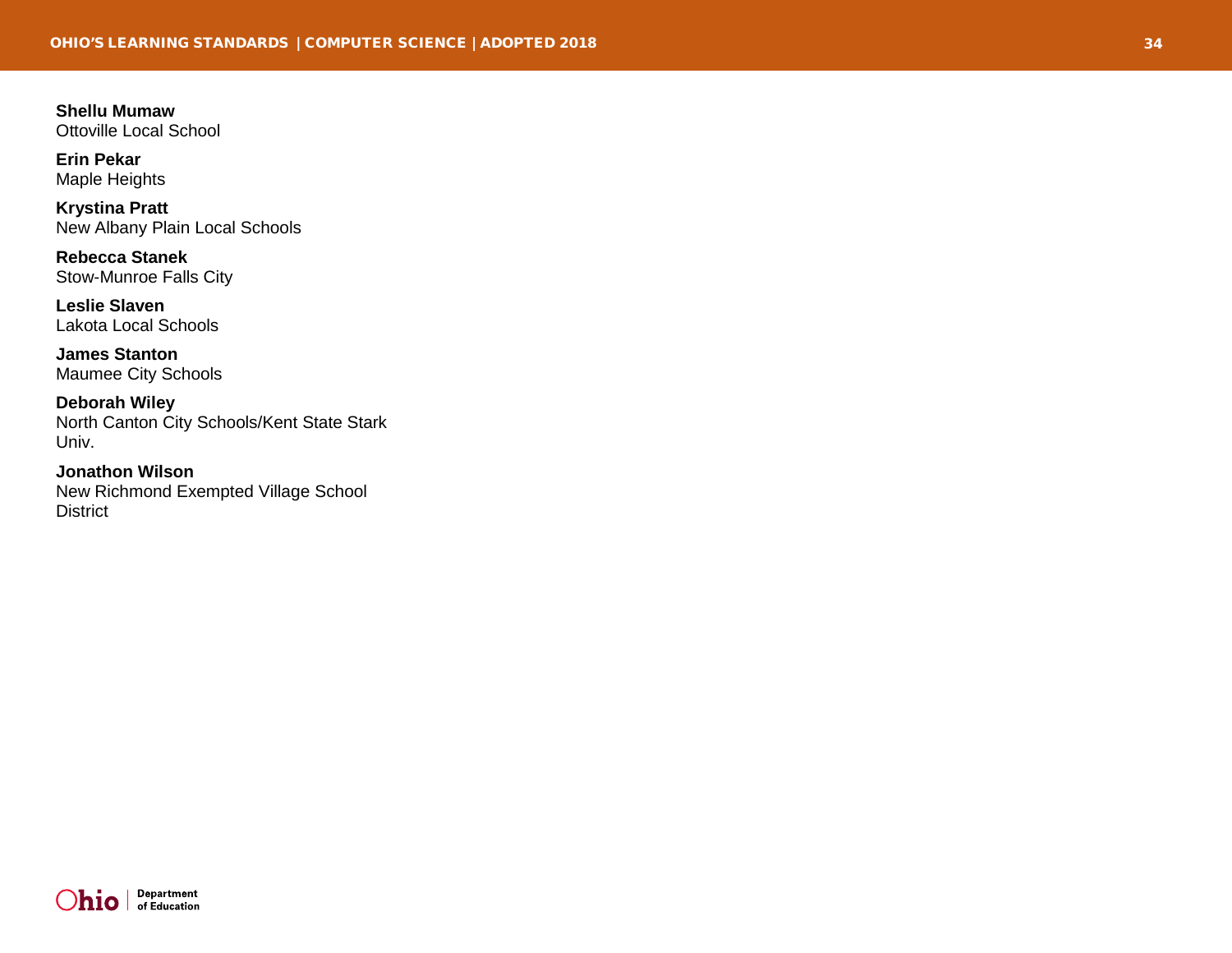**Shellu Mumaw**
Ottoville Local School

**Erin Pekar**
Maple Heights

**Krystina Pratt**
New Albany Plain Local Schools

**Rebecca Stanek**
Stow-Munroe Falls City

**Leslie Slaven**
Lakota Local Schools

**James Stanton**
Maumee City Schools

**Deborah Wiley**
North Canton City Schools/Kent State Stark Univ.

**Jonathon Wilson**
New Richmond Exempted Village School District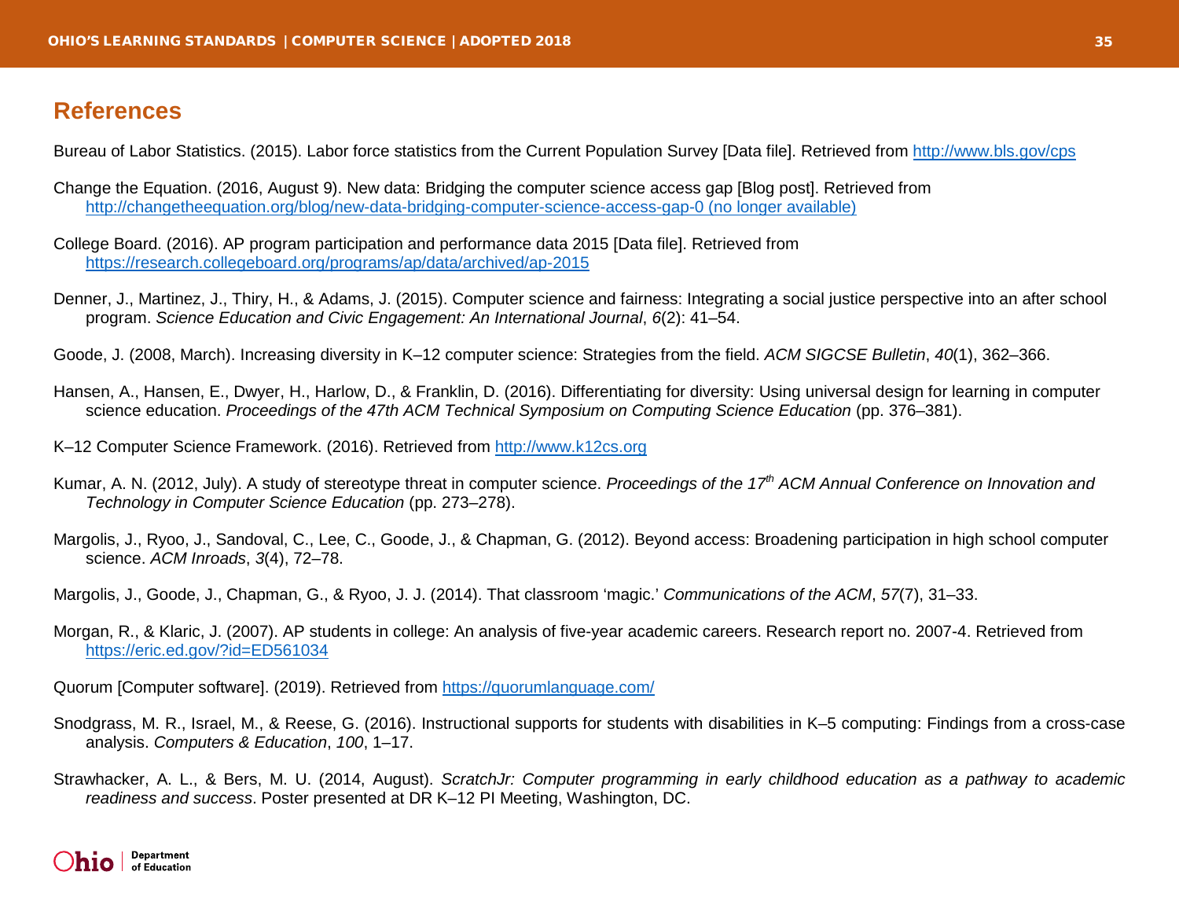## References

Bureau of Labor Statistics. (2015). Labor force statistics from the Current Population Survey [Data file]. Retrieved from http://www.bls.gov/cps

Change the Equation. (2016, August 9). New data: Bridging the computer science access gap [Blog post]. Retrieved from http://changetheequation.org/blog/new-data-bridging-computer-science-access-gap-0 (no longer available)

College Board. (2016). AP program participation and performance data 2015 [Data file]. Retrieved from https://research.collegeboard.org/programs/ap/data/archived/ap-2015

Denner, J., Martinez, J., Thiry, H., & Adams, J. (2015). Computer science and fairness: Integrating a social justice perspective into an after school program. *Science Education and Civic Engagement: An International Journal*, *6*(2): 41–54.

Goode, J. (2008, March). Increasing diversity in K–12 computer science: Strategies from the field. *ACM SIGCSE Bulletin*, *40*(1), 362–366.

Hansen, A., Hansen, E., Dwyer, H., Harlow, D., & Franklin, D. (2016). Differentiating for diversity: Using universal design for learning in computer science education. *Proceedings of the 47th ACM Technical Symposium on Computing Science Education* (pp. 376–381).

K–12 Computer Science Framework. (2016). Retrieved from http://www.k12cs.org

Kumar, A. N. (2012, July). A study of stereotype threat in computer science. *Proceedings of the 17th ACM Annual Conference on Innovation and Technology in Computer Science Education* (pp. 273–278).

Margolis, J., Ryoo, J., Sandoval, C., Lee, C., Goode, J., & Chapman, G. (2012). Beyond access: Broadening participation in high school computer science. *ACM Inroads*, *3*(4), 72–78.

Margolis, J., Goode, J., Chapman, G., & Ryoo, J. J. (2014). That classroom 'magic.' *Communications of the ACM*, *57*(7), 31–33.

Morgan, R., & Klaric, J. (2007). AP students in college: An analysis of five-year academic careers. Research report no. 2007-4. Retrieved from https://eric.ed.gov/?id=ED561034

Quorum [Computer software]. (2019). Retrieved from https://quorumlanguage.com/

Snodgrass, M. R., Israel, M., & Reese, G. (2016). Instructional supports for students with disabilities in K–5 computing: Findings from a cross-case analysis. *Computers & Education*, *100*, 1–17.

Strawhacker, A. L., & Bers, M. U. (2014, August). *ScratchJr: Computer programming in early childhood education as a pathway to academic readiness and success*. Poster presented at DR K–12 PI Meeting, Washington, DC.